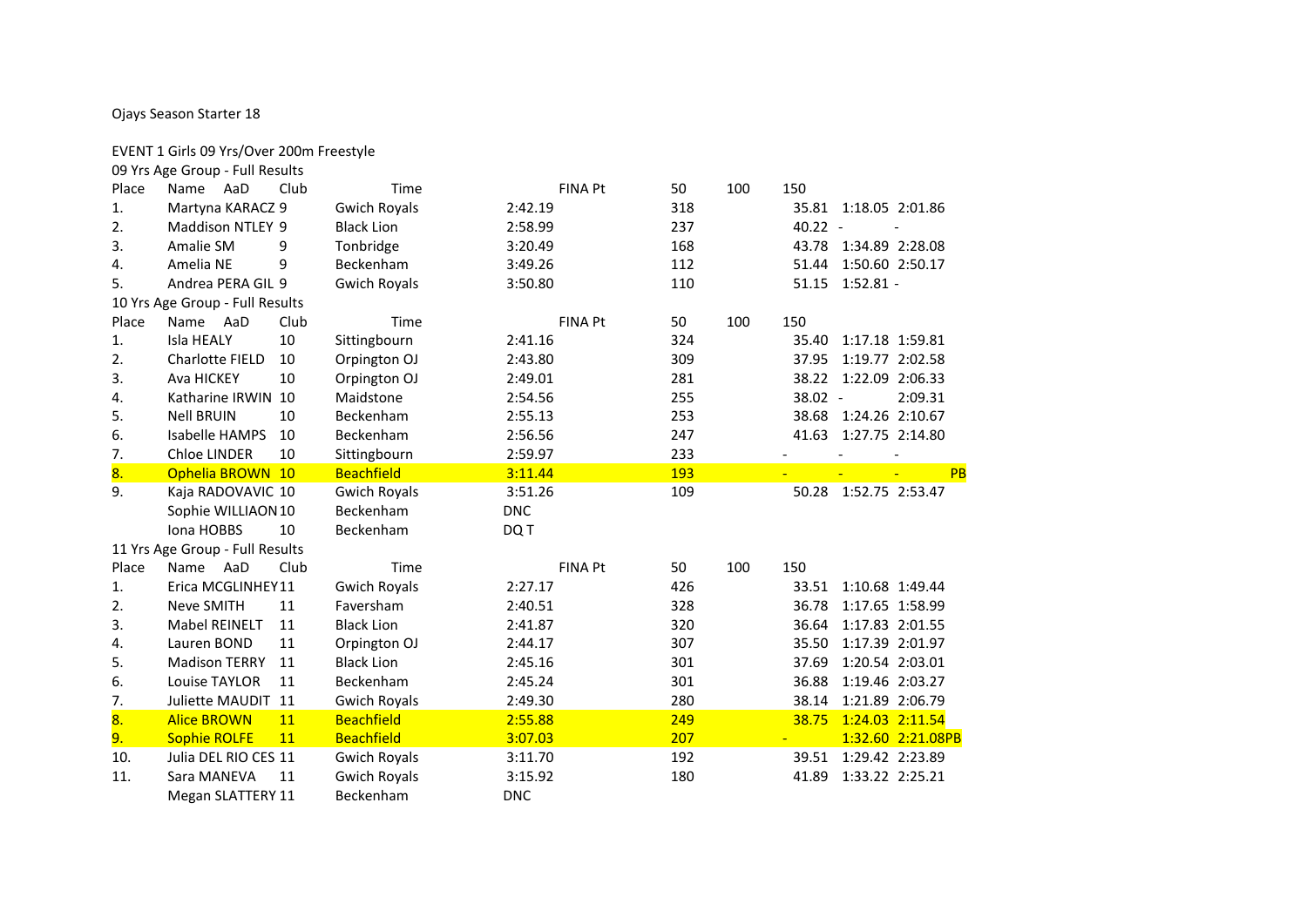Ojays Season Starter 18

EVENT 1 Girls 09 Yrs/Over 200m Freestyle

09 Yrs Age Group - Full Results

| Place | Name | AaD | Club | Time | FINA Pt | 50 | 100 | 150 |  |
|---|---|---|---|---|---|---|---|---|---|
| 1. | Martyna KARACZ | 9 | Gwich Royals | 2:42.19 | 318 | 35.81 | 1:18.05 | 2:01.86 |  |
| 2. | Maddison NTLEY | 9 | Black Lion | 2:58.99 | 237 | 40.22 | - | - |  |
| 3. | Amalie SM | 9 | Tonbridge | 3:20.49 | 168 | 43.78 | 1:34.89 | 2:28.08 |  |
| 4. | Amelia NE | 9 | Beckenham | 3:49.26 | 112 | 51.44 | 1:50.60 | 2:50.17 |  |
| 5. | Andrea PERA GIL | 9 | Gwich Royals | 3:50.80 | 110 | 51.15 | 1:52.81 | - |  |

10 Yrs Age Group - Full Results

| Place | Name | AaD | Club | Time | FINA Pt | 50 | 100 | 150 |  |
|---|---|---|---|---|---|---|---|---|---|
| 1. | Isla HEALY | 10 | Sittingbourn | 2:41.16 | 324 | 35.40 | 1:17.18 | 1:59.81 |  |
| 2. | Charlotte FIELD | 10 | Orpington OJ | 2:43.80 | 309 | 37.95 | 1:19.77 | 2:02.58 |  |
| 3. | Ava HICKEY | 10 | Orpington OJ | 2:49.01 | 281 | 38.22 | 1:22.09 | 2:06.33 |  |
| 4. | Katharine IRWIN | 10 | Maidstone | 2:54.56 | 255 | 38.02 | - | 2:09.31 |  |
| 5. | Nell BRUIN | 10 | Beckenham | 2:55.13 | 253 | 38.68 | 1:24.26 | 2:10.67 |  |
| 6. | Isabelle HAMPS | 10 | Beckenham | 2:56.56 | 247 | 41.63 | 1:27.75 | 2:14.80 |  |
| 7. | Chloe LINDER | 10 | Sittingbourn | 2:59.97 | 233 | - | - | - |  |
| 8. | Ophelia BROWN | 10 | Beachfield | 3:11.44 | 193 | - | - | - | PB |
| 9. | Kaja RADOVAVIC | 10 | Gwich Royals | 3:51.26 | 109 | 50.28 | 1:52.75 | 2:53.47 |  |
|  | Sophie WILLIAON | 10 | Beckenham | DNC |  |  |  |  |  |
|  | Iona HOBBS | 10 | Beckenham | DQ T |  |  |  |  |  |

11 Yrs Age Group - Full Results

| Place | Name | AaD | Club | Time | FINA Pt | 50 | 100 | 150 |  |
|---|---|---|---|---|---|---|---|---|---|
| 1. | Erica MCGLINHEY | 11 | Gwich Royals | 2:27.17 | 426 | 33.51 | 1:10.68 | 1:49.44 |  |
| 2. | Neve SMITH | 11 | Faversham | 2:40.51 | 328 | 36.78 | 1:17.65 | 1:58.99 |  |
| 3. | Mabel REINELT | 11 | Black Lion | 2:41.87 | 320 | 36.64 | 1:17.83 | 2:01.55 |  |
| 4. | Lauren BOND | 11 | Orpington OJ | 2:44.17 | 307 | 35.50 | 1:17.39 | 2:01.97 |  |
| 5. | Madison TERRY | 11 | Black Lion | 2:45.16 | 301 | 37.69 | 1:20.54 | 2:03.01 |  |
| 6. | Louise TAYLOR | 11 | Beckenham | 2:45.24 | 301 | 36.88 | 1:19.46 | 2:03.27 |  |
| 7. | Juliette MAUDIT | 11 | Gwich Royals | 2:49.30 | 280 | 38.14 | 1:21.89 | 2:06.79 |  |
| 8. | Alice BROWN | 11 | Beachfield | 2:55.88 | 249 | 38.75 | 1:24.03 | 2:11.54 |  |
| 9. | Sophie ROLFE | 11 | Beachfield | 3:07.03 | 207 | - | 1:32.60 | 2:21.08 | PB |
| 10. | Julia DEL RIO CES | 11 | Gwich Royals | 3:11.70 | 192 | 39.51 | 1:29.42 | 2:23.89 |  |
| 11. | Sara MANEVA | 11 | Gwich Royals | 3:15.92 | 180 | 41.89 | 1:33.22 | 2:25.21 |  |
|  | Megan SLATTERY | 11 | Beckenham | DNC |  |  |  |  |  |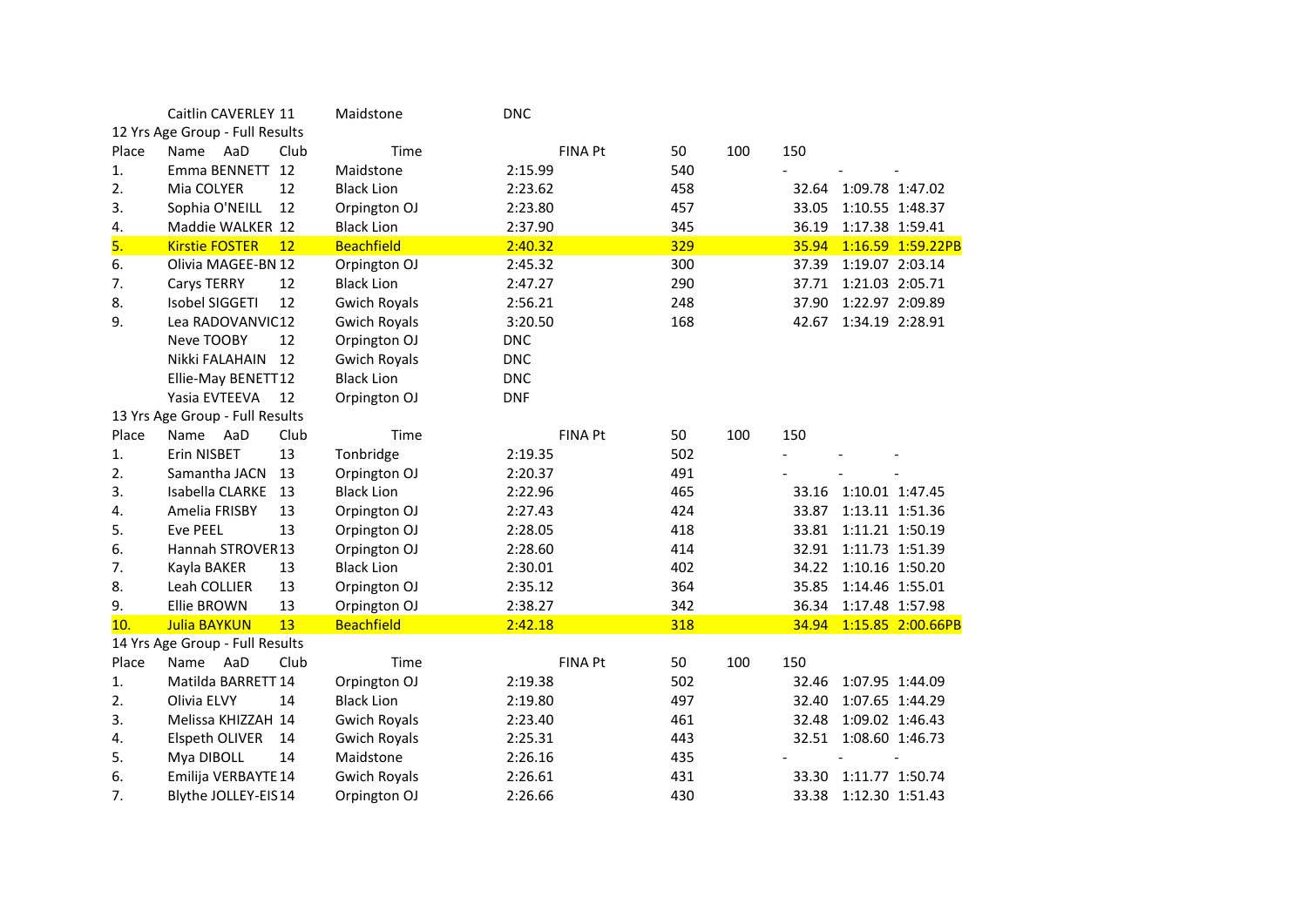| | Name | AaD | Club | Time | FINA Pt | 50 | 100 | 150 |
|---|---|---|---|---|---|---|---|---|
| | Caitlin CAVERLEY | 11 | Maidstone | DNC | | | | |

12 Yrs Age Group - Full Results

| Place | Name | AaD | Club | Time | FINA Pt | 50 | 100 | 150 |
|---|---|---|---|---|---|---|---|---|
| 1. | Emma BENNETT | 12 | Maidstone | 2:15.99 | 540 | - | - | - |
| 2. | Mia COLYER | 12 | Black Lion | 2:23.62 | 458 | 32.64 | 1:09.78 | 1:47.02 |
| 3. | Sophia O'NEILL | 12 | Orpington OJ | 2:23.80 | 457 | 33.05 | 1:10.55 | 1:48.37 |
| 4. | Maddie WALKER | 12 | Black Lion | 2:37.90 | 345 | 36.19 | 1:17.38 | 1:59.41 |
| 5. | Kirstie FOSTER | 12 | Beachfield | 2:40.32 | 329 | 35.94 | 1:16.59 | 1:59.22PB |
| 6. | Olivia MAGEE-BN | 12 | Orpington OJ | 2:45.32 | 300 | 37.39 | 1:19.07 | 2:03.14 |
| 7. | Carys TERRY | 12 | Black Lion | 2:47.27 | 290 | 37.71 | 1:21.03 | 2:05.71 |
| 8. | Isobel SIGGETI | 12 | Gwich Royals | 2:56.21 | 248 | 37.90 | 1:22.97 | 2:09.89 |
| 9. | Lea RADOVANVIC | 12 | Gwich Royals | 3:20.50 | 168 | 42.67 | 1:34.19 | 2:28.91 |
| | Neve TOOBY | 12 | Orpington OJ | DNC | | | | |
| | Nikki FALAHAIN | 12 | Gwich Royals | DNC | | | | |
| | Ellie-May BENETT | 12 | Black Lion | DNC | | | | |
| | Yasia EVTEEVA | 12 | Orpington OJ | DNF | | | | |

13 Yrs Age Group - Full Results

| Place | Name | AaD | Club | Time | FINA Pt | 50 | 100 | 150 |
|---|---|---|---|---|---|---|---|---|
| 1. | Erin NISBET | 13 | Tonbridge | 2:19.35 | 502 | - | - | - |
| 2. | Samantha JACN | 13 | Orpington OJ | 2:20.37 | 491 | - | - | - |
| 3. | Isabella CLARKE | 13 | Black Lion | 2:22.96 | 465 | 33.16 | 1:10.01 | 1:47.45 |
| 4. | Amelia FRISBY | 13 | Orpington OJ | 2:27.43 | 424 | 33.87 | 1:13.11 | 1:51.36 |
| 5. | Eve PEEL | 13 | Orpington OJ | 2:28.05 | 418 | 33.81 | 1:11.21 | 1:50.19 |
| 6. | Hannah STROVER | 13 | Orpington OJ | 2:28.60 | 414 | 32.91 | 1:11.73 | 1:51.39 |
| 7. | Kayla BAKER | 13 | Black Lion | 2:30.01 | 402 | 34.22 | 1:10.16 | 1:50.20 |
| 8. | Leah COLLIER | 13 | Orpington OJ | 2:35.12 | 364 | 35.85 | 1:14.46 | 1:55.01 |
| 9. | Ellie BROWN | 13 | Orpington OJ | 2:38.27 | 342 | 36.34 | 1:17.48 | 1:57.98 |
| 10. | Julia BAYKUN | 13 | Beachfield | 2:42.18 | 318 | 34.94 | 1:15.85 | 2:00.66PB |

14 Yrs Age Group - Full Results

| Place | Name | AaD | Club | Time | FINA Pt | 50 | 100 | 150 |
|---|---|---|---|---|---|---|---|---|
| 1. | Matilda BARRETT | 14 | Orpington OJ | 2:19.38 | 502 | 32.46 | 1:07.95 | 1:44.09 |
| 2. | Olivia ELVY | 14 | Black Lion | 2:19.80 | 497 | 32.40 | 1:07.65 | 1:44.29 |
| 3. | Melissa KHIZZAH | 14 | Gwich Royals | 2:23.40 | 461 | 32.48 | 1:09.02 | 1:46.43 |
| 4. | Elspeth OLIVER | 14 | Gwich Royals | 2:25.31 | 443 | 32.51 | 1:08.60 | 1:46.73 |
| 5. | Mya DIBOLL | 14 | Maidstone | 2:26.16 | 435 | - | - | - |
| 6. | Emilija VERBAYTE | 14 | Gwich Royals | 2:26.61 | 431 | 33.30 | 1:11.77 | 1:50.74 |
| 7. | Blythe JOLLEY-EIS | 14 | Orpington OJ | 2:26.66 | 430 | 33.38 | 1:12.30 | 1:51.43 |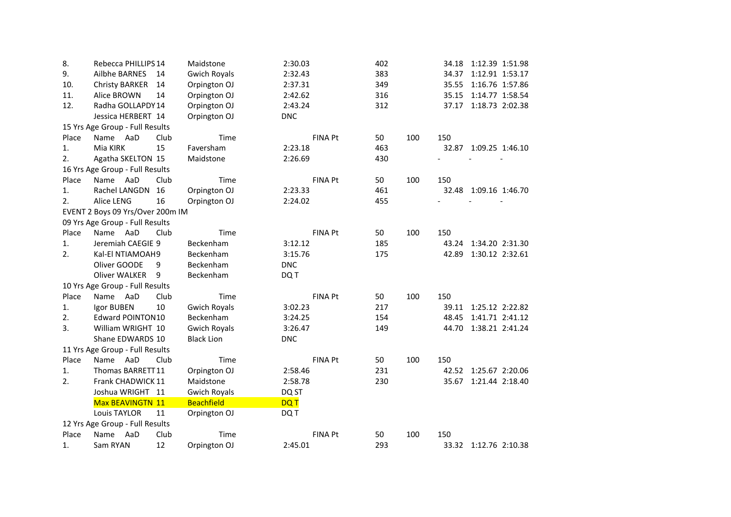| Place | Name | AaD | Club | Time | FINA Pt | 50 | 100 | 150 |
|---|---|---|---|---|---|---|---|---|
| 8. | Rebecca PHILLIPS | 14 | Maidstone | 2:30.03 | 402 | 34.18 | 1:12.39 | 1:51.98 |
| 9. | Ailbhe BARNES | 14 | Gwich Royals | 2:32.43 | 383 | 34.37 | 1:12.91 | 1:53.17 |
| 10. | Christy BARKER | 14 | Orpington OJ | 2:37.31 | 349 | 35.55 | 1:16.76 | 1:57.86 |
| 11. | Alice BROWN | 14 | Orpington OJ | 2:42.62 | 316 | 35.15 | 1:14.77 | 1:58.54 |
| 12. | Radha GOLLAPDY | 14 | Orpington OJ | 2:43.24 | 312 | 37.17 | 1:18.73 | 2:02.38 |
| | Jessica HERBERT | 14 | Orpington OJ | DNC | | | | |

15 Yrs Age Group - Full Results

| Place | Name | AaD | Club | Time | FINA Pt | 50 | 100 | 150 |
|---|---|---|---|---|---|---|---|---|
| 1. | Mia KIRK | 15 | Faversham | 2:23.18 | 463 | 32.87 | 1:09.25 | 1:46.10 |
| 2. | Agatha SKELTON | 15 | Maidstone | 2:26.69 | 430 | - | - | - |

16 Yrs Age Group - Full Results

| Place | Name | AaD | Club | Time | FINA Pt | 50 | 100 | 150 |
|---|---|---|---|---|---|---|---|---|
| 1. | Rachel LANGDN | 16 | Orpington OJ | 2:23.33 | 461 | 32.48 | 1:09.16 | 1:46.70 |
| 2. | Alice LENG | 16 | Orpington OJ | 2:24.02 | 455 | - | - | - |

EVENT 2 Boys 09 Yrs/Over 200m IM

09 Yrs Age Group - Full Results

| Place | Name | AaD | Club | Time | FINA Pt | 50 | 100 | 150 |
|---|---|---|---|---|---|---|---|---|
| 1. | Jeremiah CAEGIE | 9 | Beckenham | 3:12.12 | 185 | 43.24 | 1:34.20 | 2:31.30 |
| 2. | Kal-El NTIAMOAH | 9 | Beckenham | 3:15.76 | 175 | 42.89 | 1:30.12 | 2:32.61 |
| | Oliver GOODE | 9 | Beckenham | DNC | | | | |
| | Oliver WALKER | 9 | Beckenham | DQ T | | | | |

10 Yrs Age Group - Full Results

| Place | Name | AaD | Club | Time | FINA Pt | 50 | 100 | 150 |
|---|---|---|---|---|---|---|---|---|
| 1. | Igor BUBEN | 10 | Gwich Royals | 3:02.23 | 217 | 39.11 | 1:25.12 | 2:22.82 |
| 2. | Edward POINTON | 10 | Beckenham | 3:24.25 | 154 | 48.45 | 1:41.71 | 2:41.12 |
| 3. | William WRIGHT | 10 | Gwich Royals | 3:26.47 | 149 | 44.70 | 1:38.21 | 2:41.24 |
| | Shane EDWARDS | 10 | Black Lion | DNC | | | | |

11 Yrs Age Group - Full Results

| Place | Name | AaD | Club | Time | FINA Pt | 50 | 100 | 150 |
|---|---|---|---|---|---|---|---|---|
| 1. | Thomas BARRETT | 11 | Orpington OJ | 2:58.46 | 231 | 42.52 | 1:25.67 | 2:20.06 |
| 2. | Frank CHADWICK | 11 | Maidstone | 2:58.78 | 230 | 35.67 | 1:21.44 | 2:18.40 |
| | Joshua WRIGHT | 11 | Gwich Royals | DQ ST | | | | |
| | Max BEAVINGTN | 11 | Beachfield | DQ T | | | | |
| | Louis TAYLOR | 11 | Orpington OJ | DQ T | | | | |

12 Yrs Age Group - Full Results

| Place | Name | AaD | Club | Time | FINA Pt | 50 | 100 | 150 |
|---|---|---|---|---|---|---|---|---|
| 1. | Sam RYAN | 12 | Orpington OJ | 2:45.01 | 293 | 33.32 | 1:12.76 | 2:10.38 |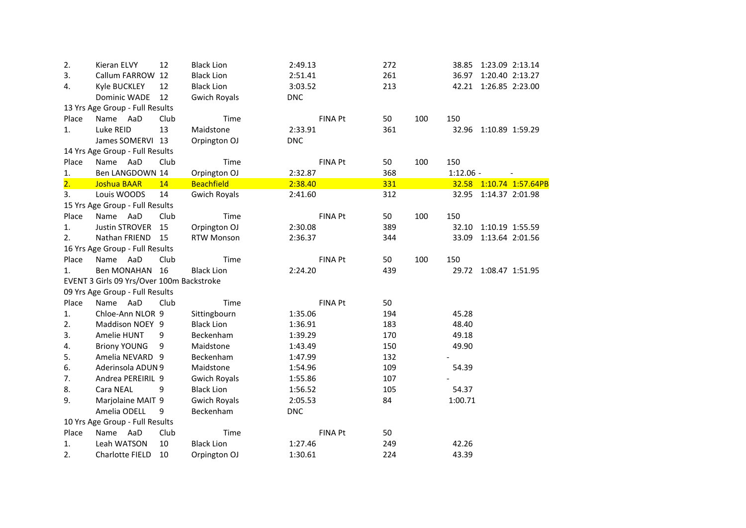| | | | | | | | | | | |
|---|---|---|---|---|---|---|---|---|---|---|
| 2. | Kieran ELVY | 12 | Black Lion | 2:49.13 | | 272 | | 38.85 | 1:23.09 | 2:13.14 |
| 3. | Callum FARROW | 12 | Black Lion | 2:51.41 | | 261 | | 36.97 | 1:20.40 | 2:13.27 |
| 4. | Kyle BUCKLEY | 12 | Black Lion | 3:03.52 | | 213 | | 42.21 | 1:26.85 | 2:23.00 |
| | Dominic WADE | 12 | Gwich Royals | DNC | | | | | | |

13 Yrs Age Group - Full Results

| Place | Name AaD | Club | Time | FINA Pt | 50 | 100 | 150 | | |
|---|---|---|---|---|---|---|---|---|---|
| 1. | Luke REID | 13 | Maidstone | 2:33.91 | 361 | | 32.96 | 1:10.89 | 1:59.29 |
| | James SOMERVI | 13 | Orpington OJ | DNC | | | | | |

14 Yrs Age Group - Full Results

| Place | Name AaD | Club | Time | FINA Pt | 50 | 100 | 150 | | |
|---|---|---|---|---|---|---|---|---|---|
| 1. | Ben LANGDOWN | 14 | Orpington OJ | 2:32.87 | 368 | | 1:12.06 - | | - |
| 2. | Joshua BAAR | 14 | Beachfield | 2:38.40 | 331 | | 32.58 | 1:10.74 | 1:57.64PB |
| 3. | Louis WOODS | 14 | Gwich Royals | 2:41.60 | 312 | | 32.95 | 1:14.37 | 2:01.98 |

15 Yrs Age Group - Full Results

| Place | Name AaD | Club | Time | FINA Pt | 50 | 100 | 150 | | |
|---|---|---|---|---|---|---|---|---|---|
| 1. | Justin STROVER | 15 | Orpington OJ | 2:30.08 | 389 | | 32.10 | 1:10.19 | 1:55.59 |
| 2. | Nathan FRIEND | 15 | RTW Monson | 2:36.37 | 344 | | 33.09 | 1:13.64 | 2:01.56 |

16 Yrs Age Group - Full Results

| Place | Name AaD | Club | Time | FINA Pt | 50 | 100 | 150 | | |
|---|---|---|---|---|---|---|---|---|---|
| 1. | Ben MONAHAN | 16 | Black Lion | 2:24.20 | 439 | | 29.72 | 1:08.47 | 1:51.95 |

EVENT 3 Girls 09 Yrs/Over 100m Backstroke

09 Yrs Age Group - Full Results

| Place | Name AaD | Club | Time | FINA Pt | 50 |
|---|---|---|---|---|---|
| 1. | Chloe-Ann NLOR 9 | Sittingbourn | 1:35.06 | 194 | 45.28 |
| 2. | Maddison NOEY 9 | Black Lion | 1:36.91 | 183 | 48.40 |
| 3. | Amelie HUNT 9 | Beckenham | 1:39.29 | 170 | 49.18 |
| 4. | Briony YOUNG 9 | Maidstone | 1:43.49 | 150 | 49.90 |
| 5. | Amelia NEVARD 9 | Beckenham | 1:47.99 | 132 | - |
| 6. | Aderinsola ADUN 9 | Maidstone | 1:54.96 | 109 | 54.39 |
| 7. | Andrea PEREIRIL 9 | Gwich Royals | 1:55.86 | 107 | - |
| 8. | Cara NEAL 9 | Black Lion | 1:56.52 | 105 | 54.37 |
| 9. | Marjolaine MAIT 9 | Gwich Royals | 2:05.53 | 84 | 1:00.71 |
| | Amelia ODELL 9 | Beckenham | DNC | | |

10 Yrs Age Group - Full Results

| Place | Name AaD | Club | Time | FINA Pt | 50 |
|---|---|---|---|---|---|
| 1. | Leah WATSON 10 | Black Lion | 1:27.46 | 249 | 42.26 |
| 2. | Charlotte FIELD 10 | Orpington OJ | 1:30.61 | 224 | 43.39 |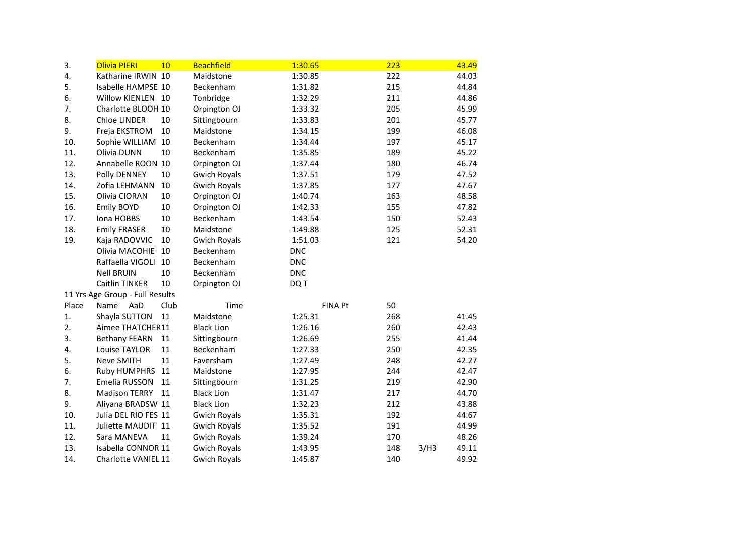| | | | | | | | |
|---|---|---|---|---|---|---|---|
| 3. | Olivia PIERI | 10 | Beachfield | 1:30.65 | 223 | | 43.49 |
| 4. | Katharine IRWIN | 10 | Maidstone | 1:30.85 | 222 | | 44.03 |
| 5. | Isabelle HAMPSE | 10 | Beckenham | 1:31.82 | 215 | | 44.84 |
| 6. | Willow KIENLEN | 10 | Tonbridge | 1:32.29 | 211 | | 44.86 |
| 7. | Charlotte BLOOH | 10 | Orpington OJ | 1:33.32 | 205 | | 45.99 |
| 8. | Chloe LINDER | 10 | Sittingbourn | 1:33.83 | 201 | | 45.77 |
| 9. | Freja EKSTROM | 10 | Maidstone | 1:34.15 | 199 | | 46.08 |
| 10. | Sophie WILLIAM | 10 | Beckenham | 1:34.44 | 197 | | 45.17 |
| 11. | Olivia DUNN | 10 | Beckenham | 1:35.85 | 189 | | 45.22 |
| 12. | Annabelle ROON | 10 | Orpington OJ | 1:37.44 | 180 | | 46.74 |
| 13. | Polly DENNEY | 10 | Gwich Royals | 1:37.51 | 179 | | 47.52 |
| 14. | Zofia LEHMANN | 10 | Gwich Royals | 1:37.85 | 177 | | 47.67 |
| 15. | Olivia CIORAN | 10 | Orpington OJ | 1:40.74 | 163 | | 48.58 |
| 16. | Emily BOYD | 10 | Orpington OJ | 1:42.33 | 155 | | 47.82 |
| 17. | Iona HOBBS | 10 | Beckenham | 1:43.54 | 150 | | 52.43 |
| 18. | Emily FRASER | 10 | Maidstone | 1:49.88 | 125 | | 52.31 |
| 19. | Kaja RADOVVIC | 10 | Gwich Royals | 1:51.03 | 121 | | 54.20 |
| | Olivia MACOHIE | 10 | Beckenham | DNC | | | |
| | Raffaella VIGOLI | 10 | Beckenham | DNC | | | |
| | Nell BRUIN | 10 | Beckenham | DNC | | | |
| | Caitlin TINKER | 10 | Orpington OJ | DQ T | | | |

11 Yrs Age Group - Full Results

| Place | Name AaD | Club | Time | FINA Pt | 50 | | |
|---|---|---|---|---|---|---|---|
| 1. | Shayla SUTTON | 11 | Maidstone | 1:25.31 | 268 | | 41.45 |
| 2. | Aimee THATCHER | 11 | Black Lion | 1:26.16 | 260 | | 42.43 |
| 3. | Bethany FEARN | 11 | Sittingbourn | 1:26.69 | 255 | | 41.44 |
| 4. | Louise TAYLOR | 11 | Beckenham | 1:27.33 | 250 | | 42.35 |
| 5. | Neve SMITH | 11 | Faversham | 1:27.49 | 248 | | 42.27 |
| 6. | Ruby HUMPHRS | 11 | Maidstone | 1:27.95 | 244 | | 42.47 |
| 7. | Emelia RUSSON | 11 | Sittingbourn | 1:31.25 | 219 | | 42.90 |
| 8. | Madison TERRY | 11 | Black Lion | 1:31.47 | 217 | | 44.70 |
| 9. | Aliyana BRADSW | 11 | Black Lion | 1:32.23 | 212 | | 43.88 |
| 10. | Julia DEL RIO FES | 11 | Gwich Royals | 1:35.31 | 192 | | 44.67 |
| 11. | Juliette MAUDIT | 11 | Gwich Royals | 1:35.52 | 191 | | 44.99 |
| 12. | Sara MANEVA | 11 | Gwich Royals | 1:39.24 | 170 | | 48.26 |
| 13. | Isabella CONNOR | 11 | Gwich Royals | 1:43.95 | 148 | 3/H3 | 49.11 |
| 14. | Charlotte VANIEL | 11 | Gwich Royals | 1:45.87 | 140 | | 49.92 |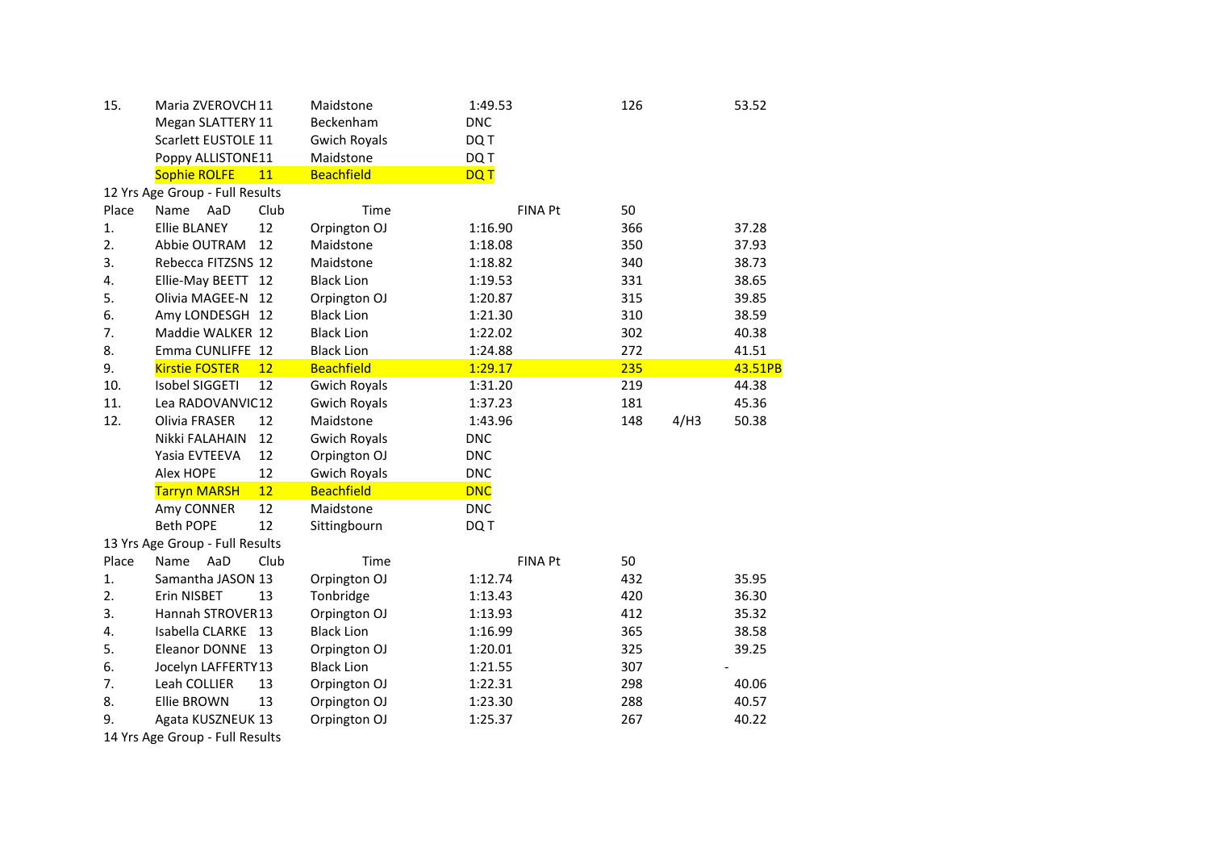| | | | | | | | |
|---|---|---|---|---|---|---|---|
| 15. | Maria ZVEROVCH | 11 | Maidstone | 1:49.53 | 126 | | 53.52 |
| | Megan SLATTERY | 11 | Beckenham | DNC | | | |
| | Scarlett EUSTOLE | 11 | Gwich Royals | DQ T | | | |
| | Poppy ALLISTONE | 11 | Maidstone | DQ T | | | |
| | Sophie ROLFE | 11 | Beachfield | DQ T | | | |

12 Yrs Age Group - Full Results

| Place | Name | AaD | Club | Time | FINA Pt | 50 | |
|---|---|---|---|---|---|---|---|
| 1. | Ellie BLANEY | 12 | Orpington OJ | 1:16.90 | 366 | | 37.28 |
| 2. | Abbie OUTRAM | 12 | Maidstone | 1:18.08 | 350 | | 37.93 |
| 3. | Rebecca FITZSNS | 12 | Maidstone | 1:18.82 | 340 | | 38.73 |
| 4. | Ellie-May BEETT | 12 | Black Lion | 1:19.53 | 331 | | 38.65 |
| 5. | Olivia MAGEE-N | 12 | Orpington OJ | 1:20.87 | 315 | | 39.85 |
| 6. | Amy LONDESGH | 12 | Black Lion | 1:21.30 | 310 | | 38.59 |
| 7. | Maddie WALKER | 12 | Black Lion | 1:22.02 | 302 | | 40.38 |
| 8. | Emma CUNLIFFE | 12 | Black Lion | 1:24.88 | 272 | | 41.51 |
| 9. | Kirstie FOSTER | 12 | Beachfield | 1:29.17 | 235 | | 43.51PB |
| 10. | Isobel SIGGETI | 12 | Gwich Royals | 1:31.20 | 219 | | 44.38 |
| 11. | Lea RADOVANVIC | 12 | Gwich Royals | 1:37.23 | 181 | | 45.36 |
| 12. | Olivia FRASER | 12 | Maidstone | 1:43.96 | 148 | 4/H3 | 50.38 |
| | Nikki FALAHAIN | 12 | Gwich Royals | DNC | | | |
| | Yasia EVTEEVA | 12 | Orpington OJ | DNC | | | |
| | Alex HOPE | 12 | Gwich Royals | DNC | | | |
| | Tarryn MARSH | 12 | Beachfield | DNC | | | |
| | Amy CONNER | 12 | Maidstone | DNC | | | |
| | Beth POPE | 12 | Sittingbourn | DQ T | | | |

13 Yrs Age Group - Full Results

| Place | Name | AaD | Club | Time | FINA Pt | 50 | |
|---|---|---|---|---|---|---|---|
| 1. | Samantha JASON | 13 | Orpington OJ | 1:12.74 | 432 | | 35.95 |
| 2. | Erin NISBET | 13 | Tonbridge | 1:13.43 | 420 | | 36.30 |
| 3. | Hannah STROVER | 13 | Orpington OJ | 1:13.93 | 412 | | 35.32 |
| 4. | Isabella CLARKE | 13 | Black Lion | 1:16.99 | 365 | | 38.58 |
| 5. | Eleanor DONNE | 13 | Orpington OJ | 1:20.01 | 325 | | 39.25 |
| 6. | Jocelyn LAFFERTY | 13 | Black Lion | 1:21.55 | 307 | | - |
| 7. | Leah COLLIER | 13 | Orpington OJ | 1:22.31 | 298 | | 40.06 |
| 8. | Ellie BROWN | 13 | Orpington OJ | 1:23.30 | 288 | | 40.57 |
| 9. | Agata KUSZNEUK | 13 | Orpington OJ | 1:25.37 | 267 | | 40.22 |

14 Yrs Age Group - Full Results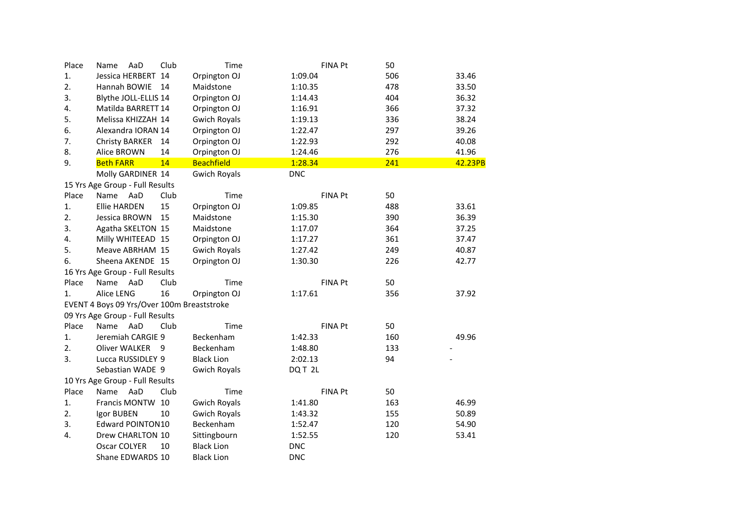| Place | Name | AaD | Club | Time | FINA Pt | 50 |
|---|---|---|---|---|---|---|
| 1. | Jessica HERBERT | 14 | Orpington OJ | 1:09.04 | 506 | 33.46 |
| 2. | Hannah BOWIE | 14 | Maidstone | 1:10.35 | 478 | 33.50 |
| 3. | Blythe JOLL-ELLIS | 14 | Orpington OJ | 1:14.43 | 404 | 36.32 |
| 4. | Matilda BARRETT | 14 | Orpington OJ | 1:16.91 | 366 | 37.32 |
| 5. | Melissa KHIZZAH | 14 | Gwich Royals | 1:19.13 | 336 | 38.24 |
| 6. | Alexandra IORAN | 14 | Orpington OJ | 1:22.47 | 297 | 39.26 |
| 7. | Christy BARKER | 14 | Orpington OJ | 1:22.93 | 292 | 40.08 |
| 8. | Alice BROWN | 14 | Orpington OJ | 1:24.46 | 276 | 41.96 |
| 9. | Beth FARR | 14 | Beachfield | 1:28.34 | 241 | 42.23PB |
| | Molly GARDINER | 14 | Gwich Royals | DNC | | |

15 Yrs Age Group - Full Results

| Place | Name | AaD | Club | Time | FINA Pt | 50 |
|---|---|---|---|---|---|---|
| 1. | Ellie HARDEN | 15 | Orpington OJ | 1:09.85 | 488 | 33.61 |
| 2. | Jessica BROWN | 15 | Maidstone | 1:15.30 | 390 | 36.39 |
| 3. | Agatha SKELTON | 15 | Maidstone | 1:17.07 | 364 | 37.25 |
| 4. | Milly WHITEEAD | 15 | Orpington OJ | 1:17.27 | 361 | 37.47 |
| 5. | Meave ABRHAM | 15 | Gwich Royals | 1:27.42 | 249 | 40.87 |
| 6. | Sheena AKENDE | 15 | Orpington OJ | 1:30.30 | 226 | 42.77 |

16 Yrs Age Group - Full Results

| Place | Name | AaD | Club | Time | FINA Pt | 50 |
|---|---|---|---|---|---|---|
| 1. | Alice LENG | 16 | Orpington OJ | 1:17.61 | 356 | 37.92 |

EVENT 4 Boys 09 Yrs/Over 100m Breaststroke

09 Yrs Age Group - Full Results

| Place | Name | AaD | Club | Time | FINA Pt | 50 |
|---|---|---|---|---|---|---|
| 1. | Jeremiah CARGIE | 9 | Beckenham | 1:42.33 | 160 | 49.96 |
| 2. | Oliver WALKER | 9 | Beckenham | 1:48.80 | 133 | - |
| 3. | Lucca RUSSIDLEY | 9 | Black Lion | 2:02.13 | 94 | - |
| | Sebastian WADE | 9 | Gwich Royals | DQ T 2L | | |

10 Yrs Age Group - Full Results

| Place | Name | AaD | Club | Time | FINA Pt | 50 |
|---|---|---|---|---|---|---|
| 1. | Francis MONTW | 10 | Gwich Royals | 1:41.80 | 163 | 46.99 |
| 2. | Igor BUBEN | 10 | Gwich Royals | 1:43.32 | 155 | 50.89 |
| 3. | Edward POINTON | 10 | Beckenham | 1:52.47 | 120 | 54.90 |
| 4. | Drew CHARLTON | 10 | Sittingbourn | 1:52.55 | 120 | 53.41 |
| | Oscar COLYER | 10 | Black Lion | DNC | | |
| | Shane EDWARDS | 10 | Black Lion | DNC | | |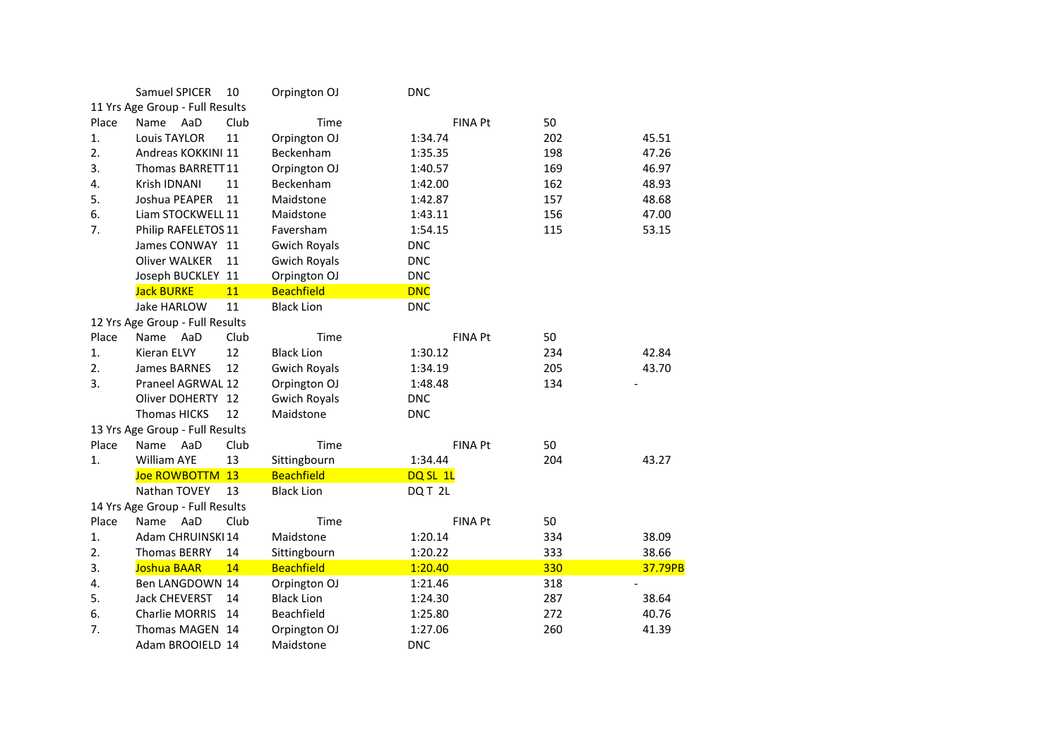| Place | Name | AaD | Club | Time | FINA Pt | 50 |
|---|---|---|---|---|---|---|
| | Samuel SPICER | 10 | Orpington OJ | DNC | | |

11 Yrs Age Group - Full Results

| Place | Name | AaD | Club | Time | FINA Pt | 50 |
|---|---|---|---|---|---|---|
| 1. | Louis TAYLOR | 11 | Orpington OJ | 1:34.74 | 202 | 45.51 |
| 2. | Andreas KOKKINI | 11 | Beckenham | 1:35.35 | 198 | 47.26 |
| 3. | Thomas BARRETT | 11 | Orpington OJ | 1:40.57 | 169 | 46.97 |
| 4. | Krish IDNANI | 11 | Beckenham | 1:42.00 | 162 | 48.93 |
| 5. | Joshua PEAPER | 11 | Maidstone | 1:42.87 | 157 | 48.68 |
| 6. | Liam STOCKWELL | 11 | Maidstone | 1:43.11 | 156 | 47.00 |
| 7. | Philip RAFELETOS | 11 | Faversham | 1:54.15 | 115 | 53.15 |
| | James CONWAY | 11 | Gwich Royals | DNC | | |
| | Oliver WALKER | 11 | Gwich Royals | DNC | | |
| | Joseph BUCKLEY | 11 | Orpington OJ | DNC | | |
| | Jack BURKE | 11 | Beachfield | DNC | | |
| | Jake HARLOW | 11 | Black Lion | DNC | | |

12 Yrs Age Group - Full Results

| Place | Name | AaD | Club | Time | FINA Pt | 50 |
|---|---|---|---|---|---|---|
| 1. | Kieran ELVY | 12 | Black Lion | 1:30.12 | 234 | 42.84 |
| 2. | James BARNES | 12 | Gwich Royals | 1:34.19 | 205 | 43.70 |
| 3. | Praneel AGRWAL | 12 | Orpington OJ | 1:48.48 | 134 | - |
| | Oliver DOHERTY | 12 | Gwich Royals | DNC | | |
| | Thomas HICKS | 12 | Maidstone | DNC | | |

13 Yrs Age Group - Full Results

| Place | Name | AaD | Club | Time | FINA Pt | 50 |
|---|---|---|---|---|---|---|
| 1. | William AYE | 13 | Sittingbourn | 1:34.44 | 204 | 43.27 |
| | Joe ROWBOTTM | 13 | Beachfield | DQ SL 1L | | |
| | Nathan TOVEY | 13 | Black Lion | DQ T 2L | | |

14 Yrs Age Group - Full Results

| Place | Name | AaD | Club | Time | FINA Pt | 50 |
|---|---|---|---|---|---|---|
| 1. | Adam CHRUINSKI | 14 | Maidstone | 1:20.14 | 334 | 38.09 |
| 2. | Thomas BERRY | 14 | Sittingbourn | 1:20.22 | 333 | 38.66 |
| 3. | Joshua BAAR | 14 | Beachfield | 1:20.40 | 330 | 37.79PB |
| 4. | Ben LANGDOWN | 14 | Orpington OJ | 1:21.46 | 318 | - |
| 5. | Jack CHEVERST | 14 | Black Lion | 1:24.30 | 287 | 38.64 |
| 6. | Charlie MORRIS | 14 | Beachfield | 1:25.80 | 272 | 40.76 |
| 7. | Thomas MAGEN | 14 | Orpington OJ | 1:27.06 | 260 | 41.39 |
| | Adam BROOIELD | 14 | Maidstone | DNC | | |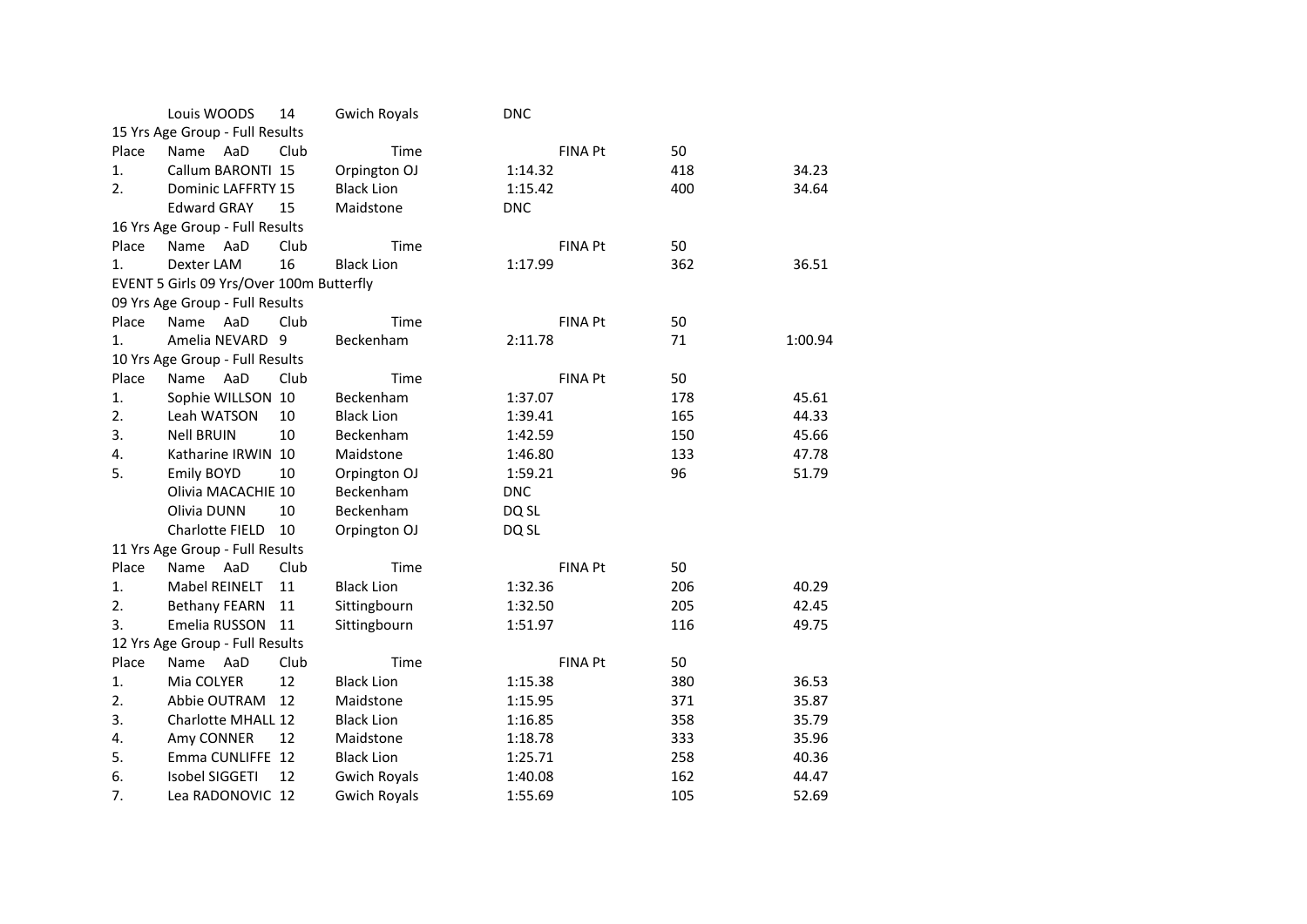| Place | Name | AaD | Club | Time | FINA Pt | 50 |
|---|---|---|---|---|---|---|
| | Louis WOODS | 14 | Gwich Royals | DNC | | |

15 Yrs Age Group - Full Results

| Place | Name | AaD | Club | Time | FINA Pt | 50 |
|---|---|---|---|---|---|---|
| 1. | Callum BARONTI | 15 | Orpington OJ | 1:14.32 | 418 | 34.23 |
| 2. | Dominic LAFFRTY | 15 | Black Lion | 1:15.42 | 400 | 34.64 |
| | Edward GRAY | 15 | Maidstone | DNC | | |

16 Yrs Age Group - Full Results

| Place | Name | AaD | Club | Time | FINA Pt | 50 |
|---|---|---|---|---|---|---|
| 1. | Dexter LAM | 16 | Black Lion | 1:17.99 | 362 | 36.51 |

EVENT 5 Girls 09 Yrs/Over 100m Butterfly

09 Yrs Age Group - Full Results

| Place | Name | AaD | Club | Time | FINA Pt | 50 |
|---|---|---|---|---|---|---|
| 1. | Amelia NEVARD | 9 | Beckenham | 2:11.78 | 71 | 1:00.94 |

10 Yrs Age Group - Full Results

| Place | Name | AaD | Club | Time | FINA Pt | 50 |
|---|---|---|---|---|---|---|
| 1. | Sophie WILLSON | 10 | Beckenham | 1:37.07 | 178 | 45.61 |
| 2. | Leah WATSON | 10 | Black Lion | 1:39.41 | 165 | 44.33 |
| 3. | Nell BRUIN | 10 | Beckenham | 1:42.59 | 150 | 45.66 |
| 4. | Katharine IRWIN | 10 | Maidstone | 1:46.80 | 133 | 47.78 |
| 5. | Emily BOYD | 10 | Orpington OJ | 1:59.21 | 96 | 51.79 |
| | Olivia MACACHIE | 10 | Beckenham | DNC | | |
| | Olivia DUNN | 10 | Beckenham | DQ SL | | |
| | Charlotte FIELD | 10 | Orpington OJ | DQ SL | | |

11 Yrs Age Group - Full Results

| Place | Name | AaD | Club | Time | FINA Pt | 50 |
|---|---|---|---|---|---|---|
| 1. | Mabel REINELT | 11 | Black Lion | 1:32.36 | 206 | 40.29 |
| 2. | Bethany FEARN | 11 | Sittingbourn | 1:32.50 | 205 | 42.45 |
| 3. | Emelia RUSSON | 11 | Sittingbourn | 1:51.97 | 116 | 49.75 |

12 Yrs Age Group - Full Results

| Place | Name | AaD | Club | Time | FINA Pt | 50 |
|---|---|---|---|---|---|---|
| 1. | Mia COLYER | 12 | Black Lion | 1:15.38 | 380 | 36.53 |
| 2. | Abbie OUTRAM | 12 | Maidstone | 1:15.95 | 371 | 35.87 |
| 3. | Charlotte MHALL | 12 | Black Lion | 1:16.85 | 358 | 35.79 |
| 4. | Amy CONNER | 12 | Maidstone | 1:18.78 | 333 | 35.96 |
| 5. | Emma CUNLIFFE | 12 | Black Lion | 1:25.71 | 258 | 40.36 |
| 6. | Isobel SIGGETI | 12 | Gwich Royals | 1:40.08 | 162 | 44.47 |
| 7. | Lea RADONOVIC | 12 | Gwich Royals | 1:55.69 | 105 | 52.69 |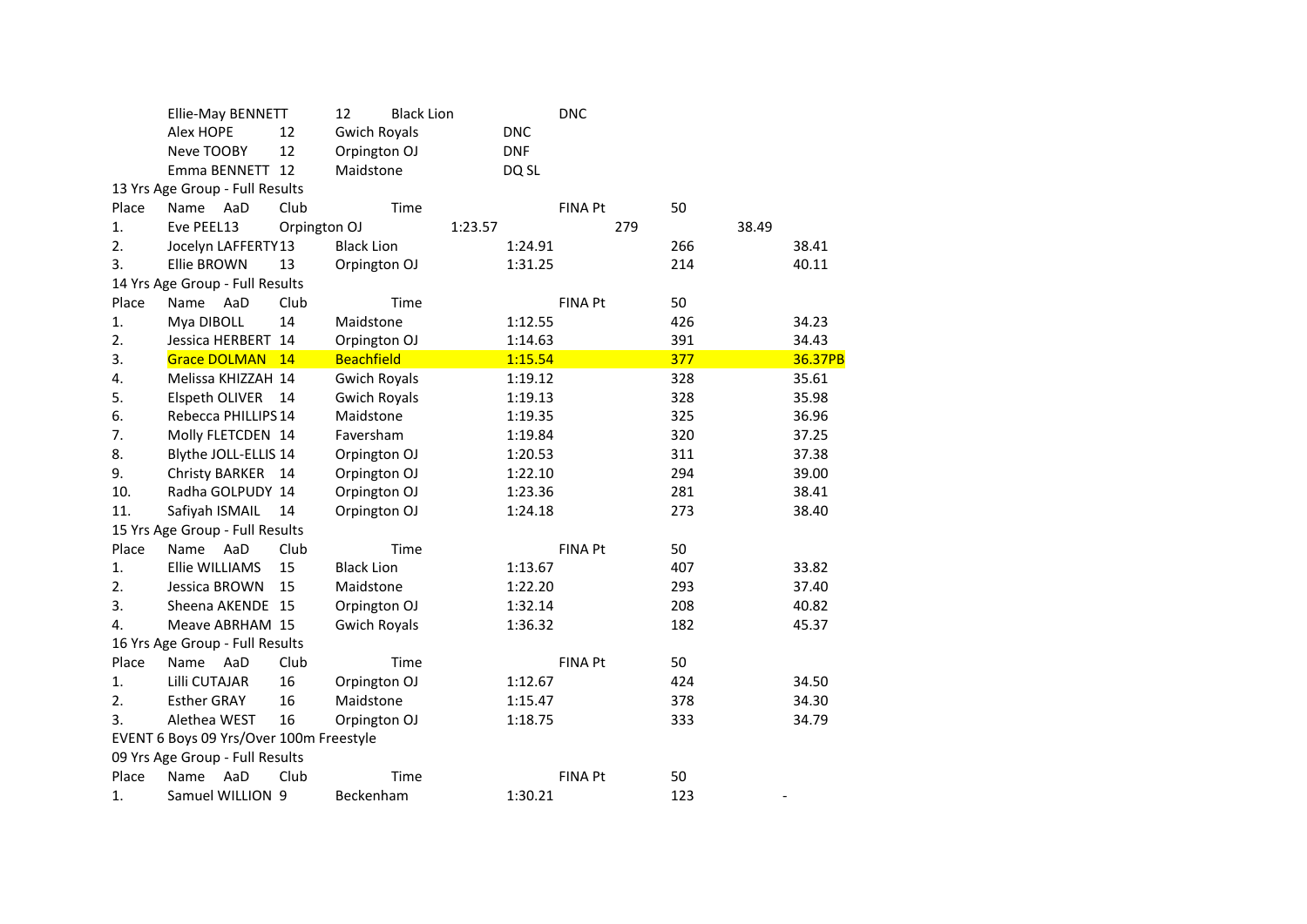| Place | Name | AaD | Club | Time | FINA Pt | 50 |
|---|---|---|---|---|---|---|
| | Ellie-May BENNETT | 12 | Black Lion | DNC | | |
| | Alex HOPE | 12 | Gwich Royals | DNC | | |
| | Neve TOOBY | 12 | Orpington OJ | DNF | | |
| | Emma BENNETT | 12 | Maidstone | DQ SL | | |

13 Yrs Age Group - Full Results

| Place | Name | AaD | Club | Time | FINA Pt | 50 |
|---|---|---|---|---|---|---|
| 1. | Eve PEEL | 13 | Orpington OJ | 1:23.57 | 279 | 38.49 |
| 2. | Jocelyn LAFFERTY | 13 | Black Lion | 1:24.91 | 266 | 38.41 |
| 3. | Ellie BROWN | 13 | Orpington OJ | 1:31.25 | 214 | 40.11 |

14 Yrs Age Group - Full Results

| Place | Name | AaD | Club | Time | FINA Pt | 50 |
|---|---|---|---|---|---|---|
| 1. | Mya DIBOLL | 14 | Maidstone | 1:12.55 | 426 | 34.23 |
| 2. | Jessica HERBERT | 14 | Orpington OJ | 1:14.63 | 391 | 34.43 |
| 3. | Grace DOLMAN | 14 | Beachfield | 1:15.54 | 377 | 36.37PB |
| 4. | Melissa KHIZZAH | 14 | Gwich Royals | 1:19.12 | 328 | 35.61 |
| 5. | Elspeth OLIVER | 14 | Gwich Royals | 1:19.13 | 328 | 35.98 |
| 6. | Rebecca PHILLIPS | 14 | Maidstone | 1:19.35 | 325 | 36.96 |
| 7. | Molly FLETCDEN | 14 | Faversham | 1:19.84 | 320 | 37.25 |
| 8. | Blythe JOLL-ELLIS | 14 | Orpington OJ | 1:20.53 | 311 | 37.38 |
| 9. | Christy BARKER | 14 | Orpington OJ | 1:22.10 | 294 | 39.00 |
| 10. | Radha GOLPUDY | 14 | Orpington OJ | 1:23.36 | 281 | 38.41 |
| 11. | Safiyah ISMAIL | 14 | Orpington OJ | 1:24.18 | 273 | 38.40 |

15 Yrs Age Group - Full Results

| Place | Name | AaD | Club | Time | FINA Pt | 50 |
|---|---|---|---|---|---|---|
| 1. | Ellie WILLIAMS | 15 | Black Lion | 1:13.67 | 407 | 33.82 |
| 2. | Jessica BROWN | 15 | Maidstone | 1:22.20 | 293 | 37.40 |
| 3. | Sheena AKENDE | 15 | Orpington OJ | 1:32.14 | 208 | 40.82 |
| 4. | Meave ABRHAM | 15 | Gwich Royals | 1:36.32 | 182 | 45.37 |

16 Yrs Age Group - Full Results

| Place | Name | AaD | Club | Time | FINA Pt | 50 |
|---|---|---|---|---|---|---|
| 1. | Lilli CUTAJAR | 16 | Orpington OJ | 1:12.67 | 424 | 34.50 |
| 2. | Esther GRAY | 16 | Maidstone | 1:15.47 | 378 | 34.30 |
| 3. | Alethea WEST | 16 | Orpington OJ | 1:18.75 | 333 | 34.79 |

EVENT 6 Boys 09 Yrs/Over 100m Freestyle

09 Yrs Age Group - Full Results

| Place | Name | AaD | Club | Time | FINA Pt | 50 |
|---|---|---|---|---|---|---|
| 1. | Samuel WILLION | 9 | Beckenham | 1:30.21 | 123 | - |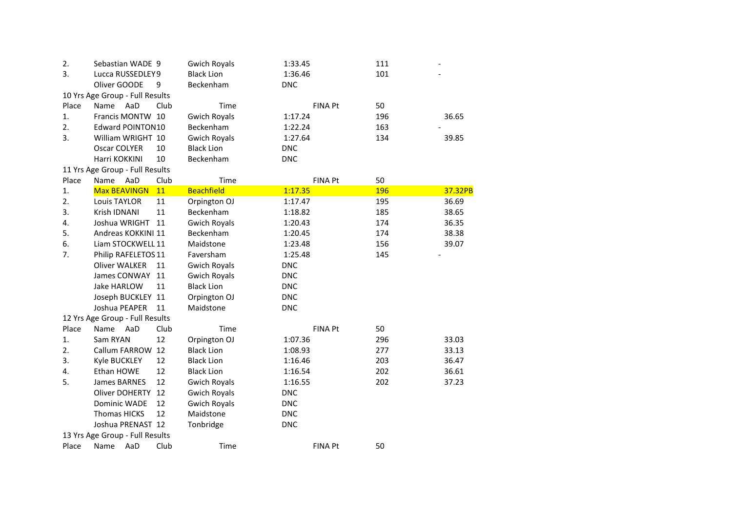| Place | Name | AaD | Club | Time | FINA Pt | 50 |
|---|---|---|---|---|---|---|
| 2. | Sebastian WADE | 9 | Gwich Royals | 1:33.45 | 111 | - |
| 3. | Lucca RUSSEDLEY | 9 | Black Lion | 1:36.46 | 101 | - |
| | Oliver GOODE | 9 | Beckenham | DNC | | |

10 Yrs Age Group - Full Results

| Place | Name | AaD | Club | Time | FINA Pt | 50 |
|---|---|---|---|---|---|---|
| 1. | Francis MONTW | 10 | Gwich Royals | 1:17.24 | 196 | 36.65 |
| 2. | Edward POINTON | 10 | Beckenham | 1:22.24 | 163 | - |
| 3. | William WRIGHT | 10 | Gwich Royals | 1:27.64 | 134 | 39.85 |
| | Oscar COLYER | 10 | Black Lion | DNC | | |
| | Harri KOKKINI | 10 | Beckenham | DNC | | |

11 Yrs Age Group - Full Results

| Place | Name | AaD | Club | Time | FINA Pt | 50 |
|---|---|---|---|---|---|---|
| 1. | Max BEAVINGN | 11 | Beachfield | 1:17.35 | 196 | 37.32PB |
| 2. | Louis TAYLOR | 11 | Orpington OJ | 1:17.47 | 195 | 36.69 |
| 3. | Krish IDNANI | 11 | Beckenham | 1:18.82 | 185 | 38.65 |
| 4. | Joshua WRIGHT | 11 | Gwich Royals | 1:20.43 | 174 | 36.35 |
| 5. | Andreas KOKKINI | 11 | Beckenham | 1:20.45 | 174 | 38.38 |
| 6. | Liam STOCKWELL | 11 | Maidstone | 1:23.48 | 156 | 39.07 |
| 7. | Philip RAFELETOS | 11 | Faversham | 1:25.48 | 145 | - |
| | Oliver WALKER | 11 | Gwich Royals | DNC | | |
| | James CONWAY | 11 | Gwich Royals | DNC | | |
| | Jake HARLOW | 11 | Black Lion | DNC | | |
| | Joseph BUCKLEY | 11 | Orpington OJ | DNC | | |
| | Joshua PEAPER | 11 | Maidstone | DNC | | |

12 Yrs Age Group - Full Results

| Place | Name | AaD | Club | Time | FINA Pt | 50 |
|---|---|---|---|---|---|---|
| 1. | Sam RYAN | 12 | Orpington OJ | 1:07.36 | 296 | 33.03 |
| 2. | Callum FARROW | 12 | Black Lion | 1:08.93 | 277 | 33.13 |
| 3. | Kyle BUCKLEY | 12 | Black Lion | 1:16.46 | 203 | 36.47 |
| 4. | Ethan HOWE | 12 | Black Lion | 1:16.54 | 202 | 36.61 |
| 5. | James BARNES | 12 | Gwich Royals | 1:16.55 | 202 | 37.23 |
| | Oliver DOHERTY | 12 | Gwich Royals | DNC | | |
| | Dominic WADE | 12 | Gwich Royals | DNC | | |
| | Thomas HICKS | 12 | Maidstone | DNC | | |
| | Joshua PRENAST | 12 | Tonbridge | DNC | | |

13 Yrs Age Group - Full Results

| Place | Name | AaD | Club | Time | FINA Pt | 50 |
|---|---|---|---|---|---|---|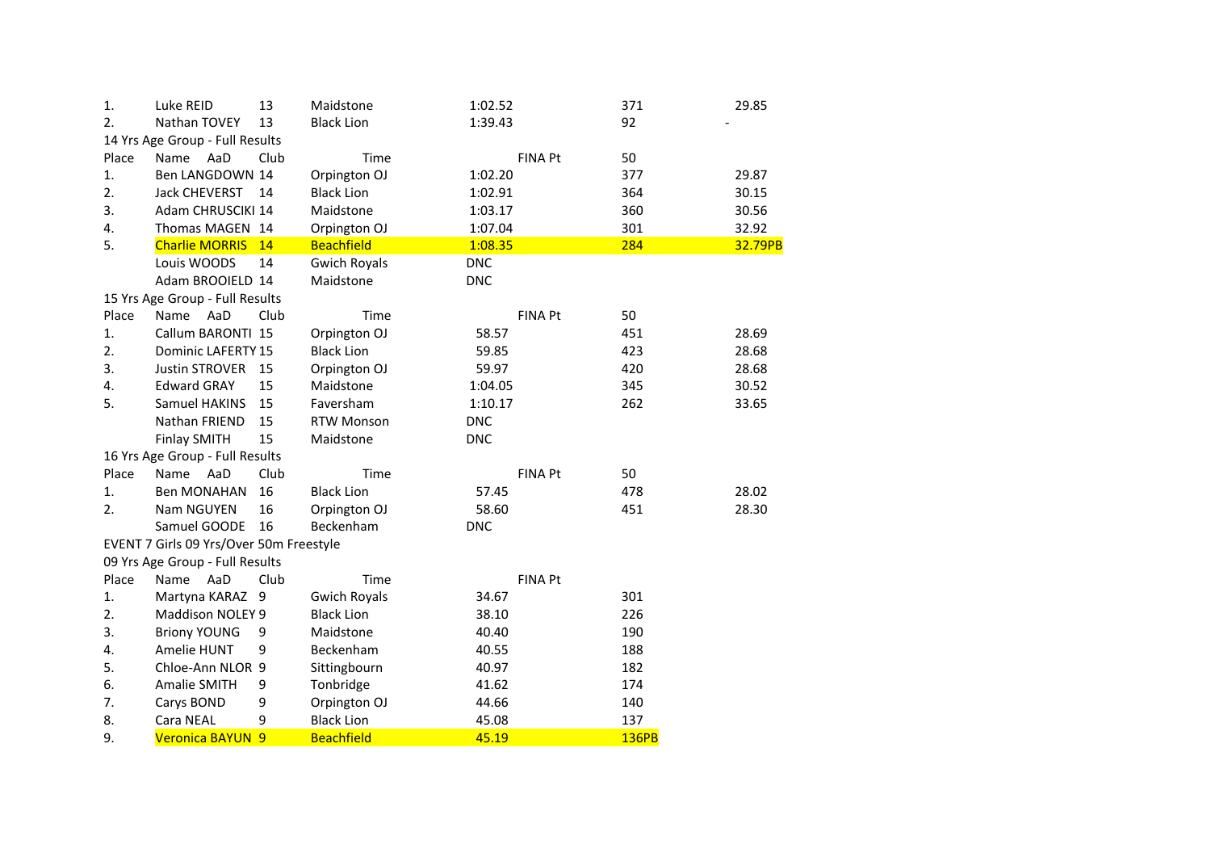| | | | | | | |
|---|---|---|---|---|---|---|
| 1. | Luke REID | 13 | Maidstone | 1:02.52 | 371 | 29.85 |
| 2. | Nathan TOVEY | 13 | Black Lion | 1:39.43 | 92 | - |

14 Yrs Age Group - Full Results

| Place | Name | AaD | Club | Time | FINA Pt | 50 |
|---|---|---|---|---|---|---|
| 1. | Ben LANGDOWN | 14 | Orpington OJ | 1:02.20 | 377 | 29.87 |
| 2. | Jack CHEVERST | 14 | Black Lion | 1:02.91 | 364 | 30.15 |
| 3. | Adam CHRUSCIKI | 14 | Maidstone | 1:03.17 | 360 | 30.56 |
| 4. | Thomas MAGEN | 14 | Orpington OJ | 1:07.04 | 301 | 32.92 |
| 5. | Charlie MORRIS | 14 | Beachfield | 1:08.35 | 284 | 32.79PB |
| | Louis WOODS | 14 | Gwich Royals | DNC | | |
| | Adam BROOIELD | 14 | Maidstone | DNC | | |

15 Yrs Age Group - Full Results

| Place | Name | AaD | Club | Time | FINA Pt | 50 |
|---|---|---|---|---|---|---|
| 1. | Callum BARONTI | 15 | Orpington OJ | 58.57 | 451 | 28.69 |
| 2. | Dominic LAFERTY | 15 | Black Lion | 59.85 | 423 | 28.68 |
| 3. | Justin STROVER | 15 | Orpington OJ | 59.97 | 420 | 28.68 |
| 4. | Edward GRAY | 15 | Maidstone | 1:04.05 | 345 | 30.52 |
| 5. | Samuel HAKINS | 15 | Faversham | 1:10.17 | 262 | 33.65 |
| | Nathan FRIEND | 15 | RTW Monson | DNC | | |
| | Finlay SMITH | 15 | Maidstone | DNC | | |

16 Yrs Age Group - Full Results

| Place | Name | AaD | Club | Time | FINA Pt | 50 |
|---|---|---|---|---|---|---|
| 1. | Ben MONAHAN | 16 | Black Lion | 57.45 | 478 | 28.02 |
| 2. | Nam NGUYEN | 16 | Orpington OJ | 58.60 | 451 | 28.30 |
| | Samuel GOODE | 16 | Beckenham | DNC | | |

EVENT 7 Girls 09 Yrs/Over 50m Freestyle

09 Yrs Age Group - Full Results

| Place | Name | AaD | Club | Time | FINA Pt |
|---|---|---|---|---|---|
| 1. | Martyna KARAZ | 9 | Gwich Royals | 34.67 | 301 |
| 2. | Maddison NOLEY | 9 | Black Lion | 38.10 | 226 |
| 3. | Briony YOUNG | 9 | Maidstone | 40.40 | 190 |
| 4. | Amelie HUNT | 9 | Beckenham | 40.55 | 188 |
| 5. | Chloe-Ann NLOR | 9 | Sittingbourn | 40.97 | 182 |
| 6. | Amalie SMITH | 9 | Tonbridge | 41.62 | 174 |
| 7. | Carys BOND | 9 | Orpington OJ | 44.66 | 140 |
| 8. | Cara NEAL | 9 | Black Lion | 45.08 | 137 |
| 9. | Veronica BAYUN | 9 | Beachfield | 45.19 | 136PB |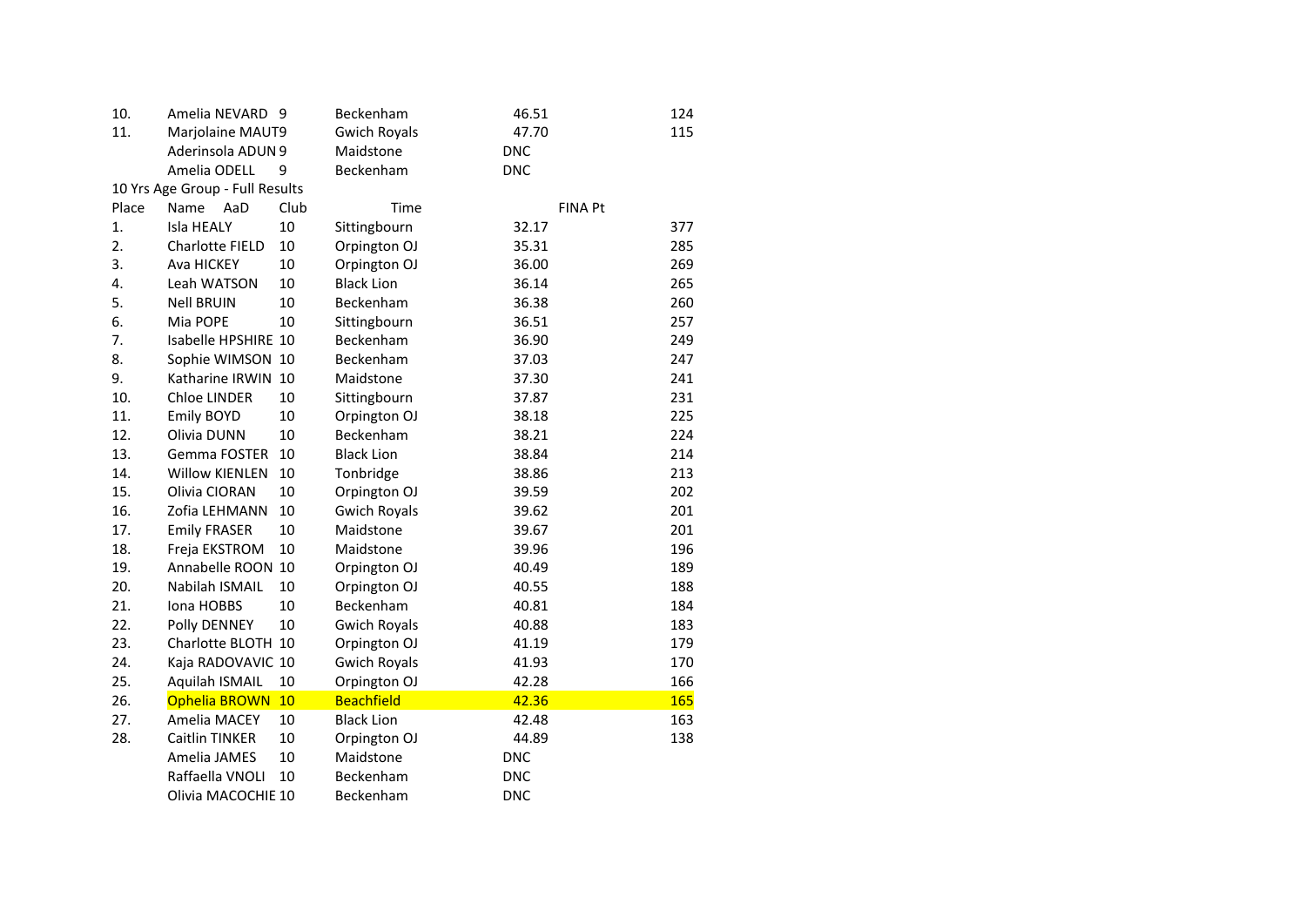| | | | | | |
|---|---|---|---|---|---|
| 10. | Amelia NEVARD | 9 | Beckenham | 46.51 | 124 |
| 11. | Marjolaine MAUT | 9 | Gwich Royals | 47.70 | 115 |
| | Aderinsola ADUN | 9 | Maidstone | DNC | |
| | Amelia ODELL | 9 | Beckenham | DNC | |

10 Yrs Age Group - Full Results

| Place | Name | AaD | Club | Time | FINA Pt |
|---|---|---|---|---|---|
| 1. | Isla HEALY | 10 | Sittingbourn | 32.17 | 377 |
| 2. | Charlotte FIELD | 10 | Orpington OJ | 35.31 | 285 |
| 3. | Ava HICKEY | 10 | Orpington OJ | 36.00 | 269 |
| 4. | Leah WATSON | 10 | Black Lion | 36.14 | 265 |
| 5. | Nell BRUIN | 10 | Beckenham | 36.38 | 260 |
| 6. | Mia POPE | 10 | Sittingbourn | 36.51 | 257 |
| 7. | Isabelle HPSHIRE | 10 | Beckenham | 36.90 | 249 |
| 8. | Sophie WIMSON | 10 | Beckenham | 37.03 | 247 |
| 9. | Katharine IRWIN | 10 | Maidstone | 37.30 | 241 |
| 10. | Chloe LINDER | 10 | Sittingbourn | 37.87 | 231 |
| 11. | Emily BOYD | 10 | Orpington OJ | 38.18 | 225 |
| 12. | Olivia DUNN | 10 | Beckenham | 38.21 | 224 |
| 13. | Gemma FOSTER | 10 | Black Lion | 38.84 | 214 |
| 14. | Willow KIENLEN | 10 | Tonbridge | 38.86 | 213 |
| 15. | Olivia CIORAN | 10 | Orpington OJ | 39.59 | 202 |
| 16. | Zofia LEHMANN | 10 | Gwich Royals | 39.62 | 201 |
| 17. | Emily FRASER | 10 | Maidstone | 39.67 | 201 |
| 18. | Freja EKSTROM | 10 | Maidstone | 39.96 | 196 |
| 19. | Annabelle ROON | 10 | Orpington OJ | 40.49 | 189 |
| 20. | Nabilah ISMAIL | 10 | Orpington OJ | 40.55 | 188 |
| 21. | Iona HOBBS | 10 | Beckenham | 40.81 | 184 |
| 22. | Polly DENNEY | 10 | Gwich Royals | 40.88 | 183 |
| 23. | Charlotte BLOTH | 10 | Orpington OJ | 41.19 | 179 |
| 24. | Kaja RADOVAVIC | 10 | Gwich Royals | 41.93 | 170 |
| 25. | Aquilah ISMAIL | 10 | Orpington OJ | 42.28 | 166 |
| 26. | Ophelia BROWN | 10 | Beachfield | 42.36 | 165 |
| 27. | Amelia MACEY | 10 | Black Lion | 42.48 | 163 |
| 28. | Caitlin TINKER | 10 | Orpington OJ | 44.89 | 138 |
| | Amelia JAMES | 10 | Maidstone | DNC | |
| | Raffaella VNOLI | 10 | Beckenham | DNC | |
| | Olivia MACOCHIE | 10 | Beckenham | DNC | |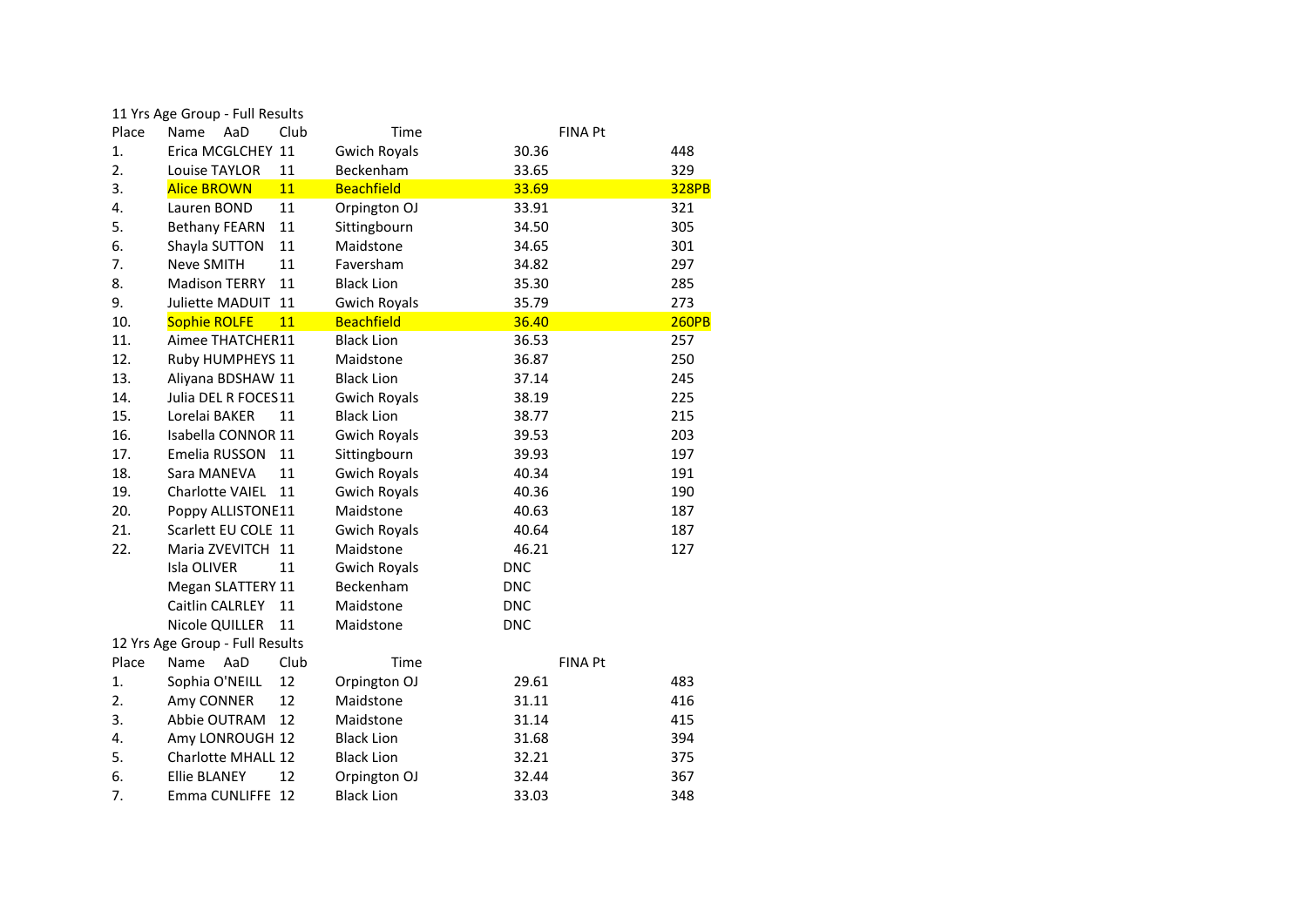11 Yrs Age Group - Full Results

| Place | Name | AaD | Club | Time | FINA Pt |
|---|---|---|---|---|---|
| 1. | Erica MCGLCHEY | 11 | Gwich Royals | 30.36 | 448 |
| 2. | Louise TAYLOR | 11 | Beckenham | 33.65 | 329 |
| 3. | Alice BROWN | 11 | Beachfield | 33.69 | 328PB |
| 4. | Lauren BOND | 11 | Orpington OJ | 33.91 | 321 |
| 5. | Bethany FEARN | 11 | Sittingbourn | 34.50 | 305 |
| 6. | Shayla SUTTON | 11 | Maidstone | 34.65 | 301 |
| 7. | Neve SMITH | 11 | Faversham | 34.82 | 297 |
| 8. | Madison TERRY | 11 | Black Lion | 35.30 | 285 |
| 9. | Juliette MADUIT | 11 | Gwich Royals | 35.79 | 273 |
| 10. | Sophie ROLFE | 11 | Beachfield | 36.40 | 260PB |
| 11. | Aimee THATCHER | 11 | Black Lion | 36.53 | 257 |
| 12. | Ruby HUMPHEYS | 11 | Maidstone | 36.87 | 250 |
| 13. | Aliyana BDSHAW | 11 | Black Lion | 37.14 | 245 |
| 14. | Julia DEL R FOCES | 11 | Gwich Royals | 38.19 | 225 |
| 15. | Lorelai BAKER | 11 | Black Lion | 38.77 | 215 |
| 16. | Isabella CONNOR | 11 | Gwich Royals | 39.53 | 203 |
| 17. | Emelia RUSSON | 11 | Sittingbourn | 39.93 | 197 |
| 18. | Sara MANEVA | 11 | Gwich Royals | 40.34 | 191 |
| 19. | Charlotte VAIEL | 11 | Gwich Royals | 40.36 | 190 |
| 20. | Poppy ALLISTONE | 11 | Maidstone | 40.63 | 187 |
| 21. | Scarlett EU COLE | 11 | Gwich Royals | 40.64 | 187 |
| 22. | Maria ZVEVITCH | 11 | Maidstone | 46.21 | 127 |
| | Isla OLIVER | 11 | Gwich Royals | DNC | |
| | Megan SLATTERY | 11 | Beckenham | DNC | |
| | Caitlin CALRLEY | 11 | Maidstone | DNC | |
| | Nicole QUILLER | 11 | Maidstone | DNC | |

12 Yrs Age Group - Full Results

| Place | Name | AaD | Club | Time | FINA Pt |
|---|---|---|---|---|---|
| 1. | Sophia O'NEILL | 12 | Orpington OJ | 29.61 | 483 |
| 2. | Amy CONNER | 12 | Maidstone | 31.11 | 416 |
| 3. | Abbie OUTRAM | 12 | Maidstone | 31.14 | 415 |
| 4. | Amy LONROUGH | 12 | Black Lion | 31.68 | 394 |
| 5. | Charlotte MHALL | 12 | Black Lion | 32.21 | 375 |
| 6. | Ellie BLANEY | 12 | Orpington OJ | 32.44 | 367 |
| 7. | Emma CUNLIFFE | 12 | Black Lion | 33.03 | 348 |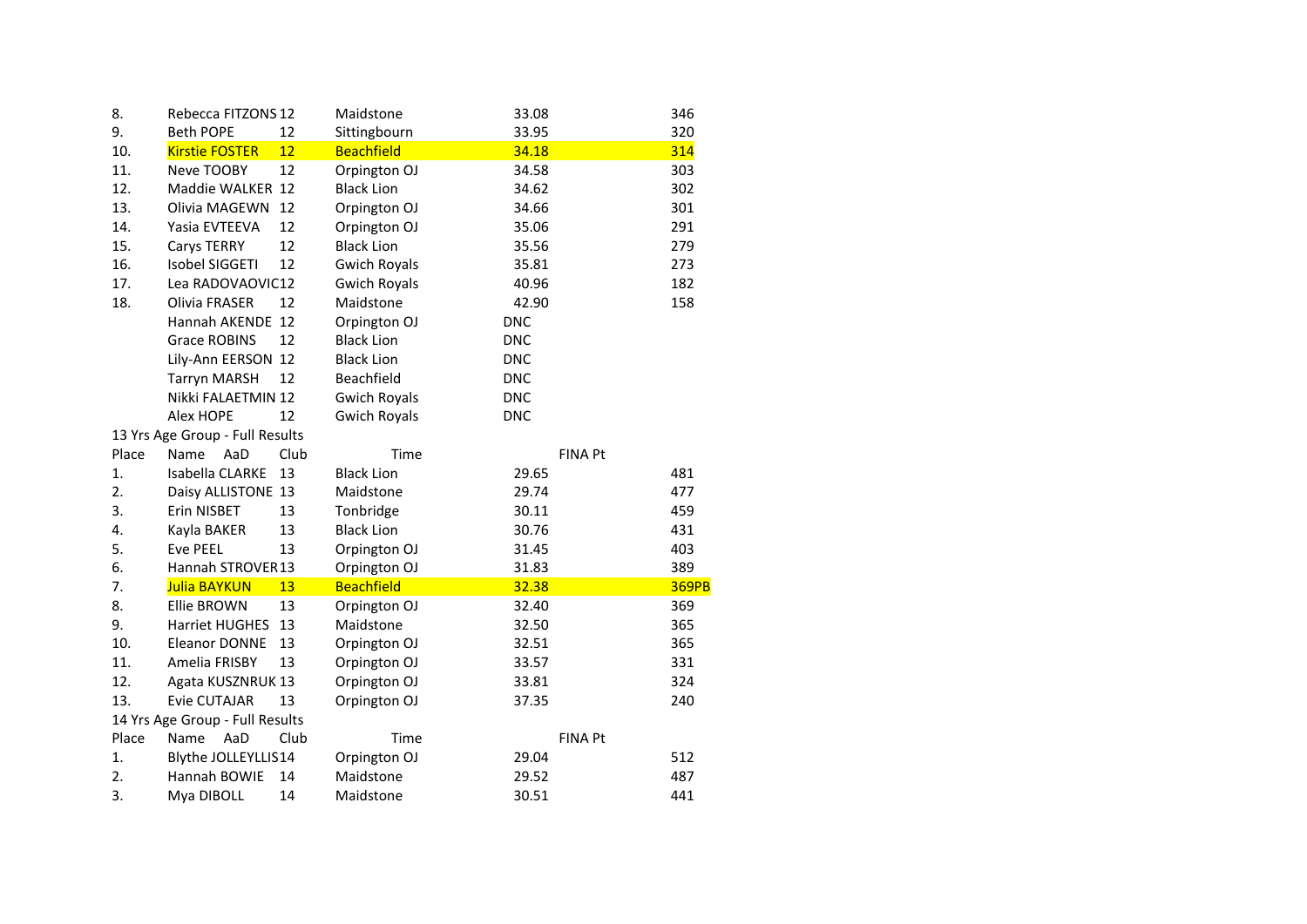| 8. | Rebecca FITZONS | 12 | Maidstone | 33.08 | | 346 |
|---|---|---|---|---|---|---|
| 9. | Beth POPE | 12 | Sittingbourn | 33.95 | | 320 |
| 10. | Kirstie FOSTER | 12 | Beachfield | 34.18 | | 314 |
| 11. | Neve TOOBY | 12 | Orpington OJ | 34.58 | | 303 |
| 12. | Maddie WALKER | 12 | Black Lion | 34.62 | | 302 |
| 13. | Olivia MAGEWN | 12 | Orpington OJ | 34.66 | | 301 |
| 14. | Yasia EVTEEVA | 12 | Orpington OJ | 35.06 | | 291 |
| 15. | Carys TERRY | 12 | Black Lion | 35.56 | | 279 |
| 16. | Isobel SIGGETI | 12 | Gwich Royals | 35.81 | | 273 |
| 17. | Lea RADOVAOVIC | 12 | Gwich Royals | 40.96 | | 182 |
| 18. | Olivia FRASER | 12 | Maidstone | 42.90 | | 158 |
| | Hannah AKENDE | 12 | Orpington OJ | DNC | | |
| | Grace ROBINS | 12 | Black Lion | DNC | | |
| | Lily-Ann EERSON | 12 | Black Lion | DNC | | |
| | Tarryn MARSH | 12 | Beachfield | DNC | | |
| | Nikki FALAETMIN | 12 | Gwich Royals | DNC | | |
| | Alex HOPE | 12 | Gwich Royals | DNC | | |

13 Yrs Age Group - Full Results

| Place | Name | AaD | Club | Time | FINA Pt | |
|---|---|---|---|---|---|---|
| 1. | Isabella CLARKE | 13 | Black Lion | 29.65 | | 481 |
| 2. | Daisy ALLISTONE | 13 | Maidstone | 29.74 | | 477 |
| 3. | Erin NISBET | 13 | Tonbridge | 30.11 | | 459 |
| 4. | Kayla BAKER | 13 | Black Lion | 30.76 | | 431 |
| 5. | Eve PEEL | 13 | Orpington OJ | 31.45 | | 403 |
| 6. | Hannah STROVER | 13 | Orpington OJ | 31.83 | | 389 |
| 7. | Julia BAYKUN | 13 | Beachfield | 32.38 | | 369PB |
| 8. | Ellie BROWN | 13 | Orpington OJ | 32.40 | | 369 |
| 9. | Harriet HUGHES | 13 | Maidstone | 32.50 | | 365 |
| 10. | Eleanor DONNE | 13 | Orpington OJ | 32.51 | | 365 |
| 11. | Amelia FRISBY | 13 | Orpington OJ | 33.57 | | 331 |
| 12. | Agata KUSZNRUK | 13 | Orpington OJ | 33.81 | | 324 |
| 13. | Evie CUTAJAR | 13 | Orpington OJ | 37.35 | | 240 |

14 Yrs Age Group - Full Results

| Place | Name | AaD | Club | Time | FINA Pt | |
|---|---|---|---|---|---|---|
| 1. | Blythe JOLLEYLLIS | 14 | Orpington OJ | 29.04 | | 512 |
| 2. | Hannah BOWIE | 14 | Maidstone | 29.52 | | 487 |
| 3. | Mya DIBOLL | 14 | Maidstone | 30.51 | | 441 |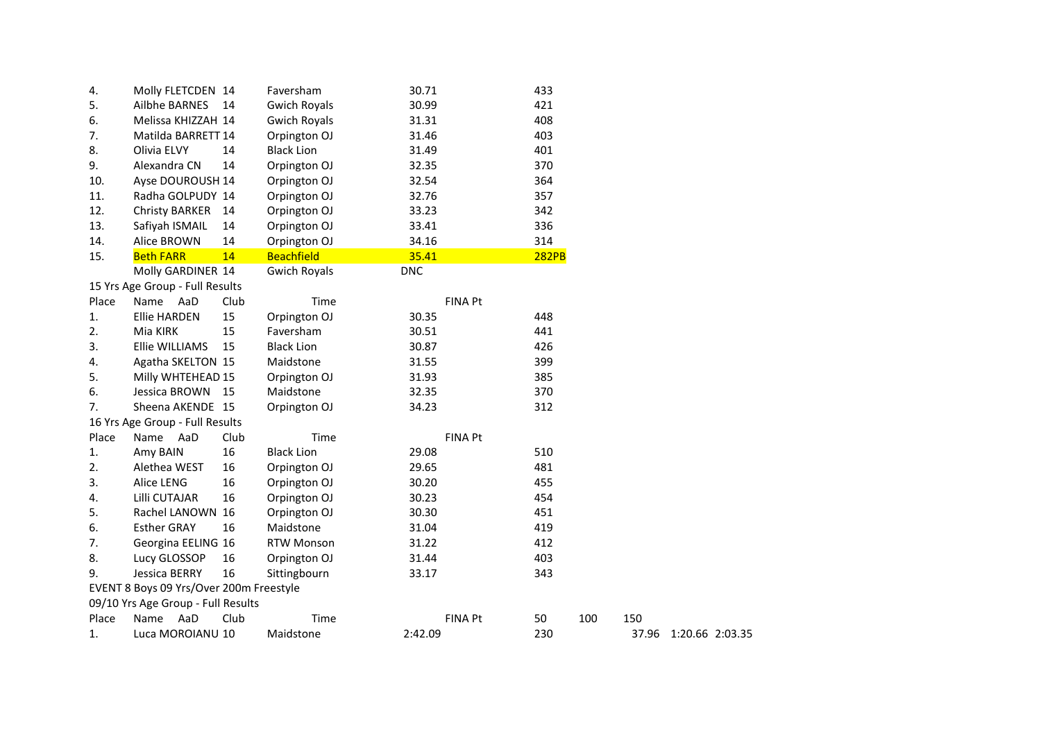| Place | Name | AaD | Club | Time | FINA Pt |
|---|---|---|---|---|---|
| 4. | Molly FLETCDEN | 14 | Faversham | 30.71 | 433 |
| 5. | Ailbhe BARNES | 14 | Gwich Royals | 30.99 | 421 |
| 6. | Melissa KHIZZAH | 14 | Gwich Royals | 31.31 | 408 |
| 7. | Matilda BARRETT | 14 | Orpington OJ | 31.46 | 403 |
| 8. | Olivia ELVY | 14 | Black Lion | 31.49 | 401 |
| 9. | Alexandra CN | 14 | Orpington OJ | 32.35 | 370 |
| 10. | Ayse DOUROUSH | 14 | Orpington OJ | 32.54 | 364 |
| 11. | Radha GOLPUDY | 14 | Orpington OJ | 32.76 | 357 |
| 12. | Christy BARKER | 14 | Orpington OJ | 33.23 | 342 |
| 13. | Safiyah ISMAIL | 14 | Orpington OJ | 33.41 | 336 |
| 14. | Alice BROWN | 14 | Orpington OJ | 34.16 | 314 |
| 15. | Beth FARR | 14 | Beachfield | 35.41 | 282PB |
| | Molly GARDINER | 14 | Gwich Royals | DNC | |

15 Yrs Age Group - Full Results

| Place | Name | AaD | Club | Time | FINA Pt |
|---|---|---|---|---|---|
| 1. | Ellie HARDEN | 15 | Orpington OJ | 30.35 | 448 |
| 2. | Mia KIRK | 15 | Faversham | 30.51 | 441 |
| 3. | Ellie WILLIAMS | 15 | Black Lion | 30.87 | 426 |
| 4. | Agatha SKELTON | 15 | Maidstone | 31.55 | 399 |
| 5. | Milly WHTEHEAD | 15 | Orpington OJ | 31.93 | 385 |
| 6. | Jessica BROWN | 15 | Maidstone | 32.35 | 370 |
| 7. | Sheena AKENDE | 15 | Orpington OJ | 34.23 | 312 |

16 Yrs Age Group - Full Results

| Place | Name | AaD | Club | Time | FINA Pt |
|---|---|---|---|---|---|
| 1. | Amy BAIN | 16 | Black Lion | 29.08 | 510 |
| 2. | Alethea WEST | 16 | Orpington OJ | 29.65 | 481 |
| 3. | Alice LENG | 16 | Orpington OJ | 30.20 | 455 |
| 4. | Lilli CUTAJAR | 16 | Orpington OJ | 30.23 | 454 |
| 5. | Rachel LANOWN | 16 | Orpington OJ | 30.30 | 451 |
| 6. | Esther GRAY | 16 | Maidstone | 31.04 | 419 |
| 7. | Georgina EELING | 16 | RTW Monson | 31.22 | 412 |
| 8. | Lucy GLOSSOP | 16 | Orpington OJ | 31.44 | 403 |
| 9. | Jessica BERRY | 16 | Sittingbourn | 33.17 | 343 |

EVENT 8 Boys 09 Yrs/Over 200m Freestyle

09/10 Yrs Age Group - Full Results

| Place | Name | AaD | Club | Time | FINA Pt | 50 | 100 | 150 |
|---|---|---|---|---|---|---|---|---|
| 1. | Luca MOROIANU | 10 | Maidstone | 2:42.09 | 230 | 37.96 | 1:20.66 | 2:03.35 |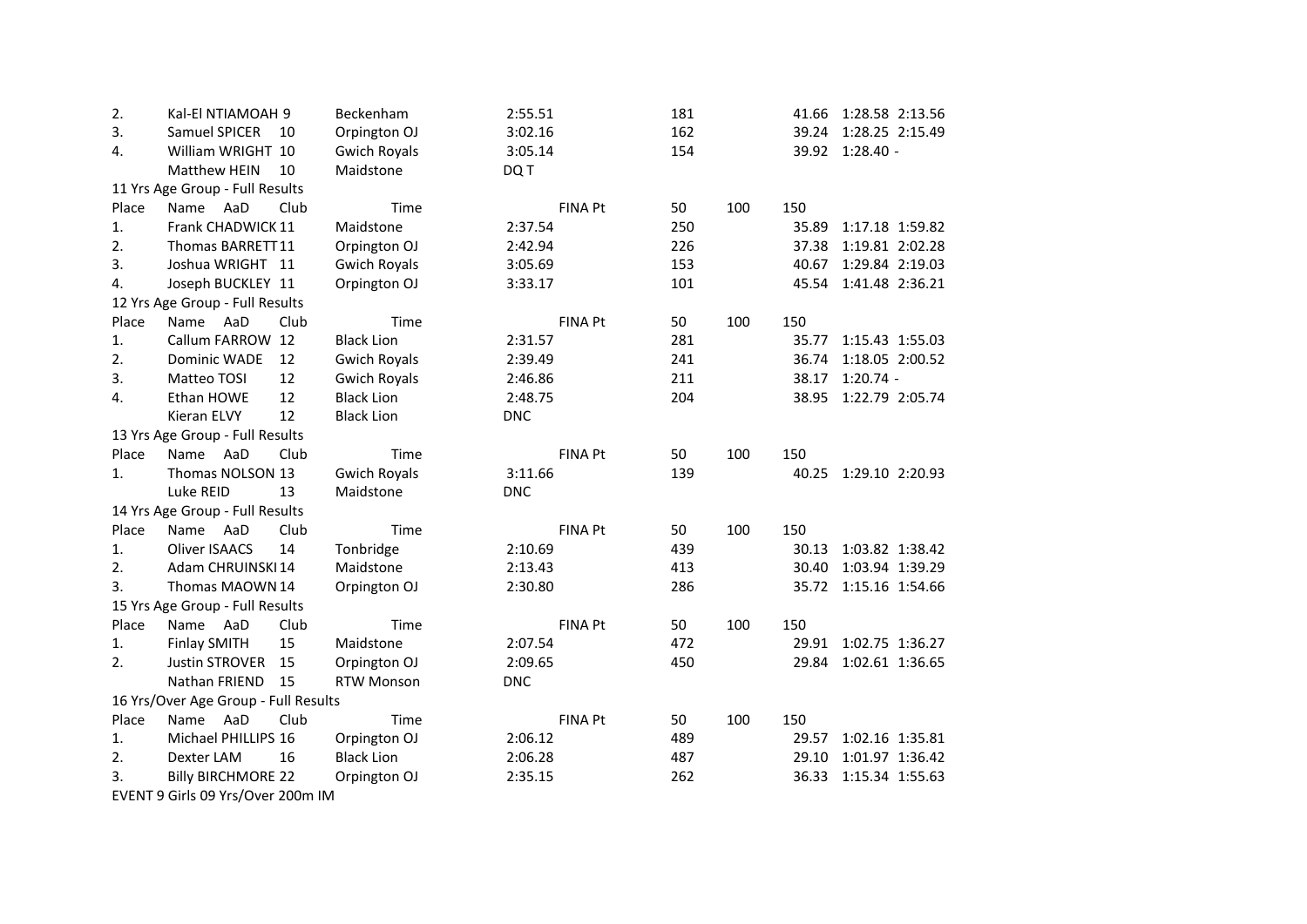| Place | Name | AaD | Club | Time | FINA Pt | 50 | 100 | 150 |
|---|---|---|---|---|---|---|---|---|
| 2. | Kal-El NTIAMOAH | 9 | Beckenham | 2:55.51 | 181 | 41.66 | 1:28.58 | 2:13.56 |
| 3. | Samuel SPICER | 10 | Orpington OJ | 3:02.16 | 162 | 39.24 | 1:28.25 | 2:15.49 |
| 4. | William WRIGHT | 10 | Gwich Royals | 3:05.14 | 154 | 39.92 | 1:28.40 | - |
| | Matthew HEIN | 10 | Maidstone | DQ T | | | | |

11 Yrs Age Group - Full Results

| Place | Name | AaD | Club | Time | FINA Pt | 50 | 100 | 150 |
|---|---|---|---|---|---|---|---|---|
| 1. | Frank CHADWICK | 11 | Maidstone | 2:37.54 | 250 | 35.89 | 1:17.18 | 1:59.82 |
| 2. | Thomas BARRETT | 11 | Orpington OJ | 2:42.94 | 226 | 37.38 | 1:19.81 | 2:02.28 |
| 3. | Joshua WRIGHT | 11 | Gwich Royals | 3:05.69 | 153 | 40.67 | 1:29.84 | 2:19.03 |
| 4. | Joseph BUCKLEY | 11 | Orpington OJ | 3:33.17 | 101 | 45.54 | 1:41.48 | 2:36.21 |

12 Yrs Age Group - Full Results

| Place | Name | AaD | Club | Time | FINA Pt | 50 | 100 | 150 |
|---|---|---|---|---|---|---|---|---|
| 1. | Callum FARROW | 12 | Black Lion | 2:31.57 | 281 | 35.77 | 1:15.43 | 1:55.03 |
| 2. | Dominic WADE | 12 | Gwich Royals | 2:39.49 | 241 | 36.74 | 1:18.05 | 2:00.52 |
| 3. | Matteo TOSI | 12 | Gwich Royals | 2:46.86 | 211 | 38.17 | 1:20.74 | - |
| 4. | Ethan HOWE | 12 | Black Lion | 2:48.75 | 204 | 38.95 | 1:22.79 | 2:05.74 |
| | Kieran ELVY | 12 | Black Lion | DNC | | | | |

13 Yrs Age Group - Full Results

| Place | Name | AaD | Club | Time | FINA Pt | 50 | 100 | 150 |
|---|---|---|---|---|---|---|---|---|
| 1. | Thomas NOLSON | 13 | Gwich Royals | 3:11.66 | 139 | 40.25 | 1:29.10 | 2:20.93 |
| | Luke REID | 13 | Maidstone | DNC | | | | |

14 Yrs Age Group - Full Results

| Place | Name | AaD | Club | Time | FINA Pt | 50 | 100 | 150 |
|---|---|---|---|---|---|---|---|---|
| 1. | Oliver ISAACS | 14 | Tonbridge | 2:10.69 | 439 | 30.13 | 1:03.82 | 1:38.42 |
| 2. | Adam CHRUINSKI | 14 | Maidstone | 2:13.43 | 413 | 30.40 | 1:03.94 | 1:39.29 |
| 3. | Thomas MAOWN | 14 | Orpington OJ | 2:30.80 | 286 | 35.72 | 1:15.16 | 1:54.66 |

15 Yrs Age Group - Full Results

| Place | Name | AaD | Club | Time | FINA Pt | 50 | 100 | 150 |
|---|---|---|---|---|---|---|---|---|
| 1. | Finlay SMITH | 15 | Maidstone | 2:07.54 | 472 | 29.91 | 1:02.75 | 1:36.27 |
| 2. | Justin STROVER | 15 | Orpington OJ | 2:09.65 | 450 | 29.84 | 1:02.61 | 1:36.65 |
| | Nathan FRIEND | 15 | RTW Monson | DNC | | | | |

16 Yrs/Over Age Group - Full Results

| Place | Name | AaD | Club | Time | FINA Pt | 50 | 100 | 150 |
|---|---|---|---|---|---|---|---|---|
| 1. | Michael PHILLIPS | 16 | Orpington OJ | 2:06.12 | 489 | 29.57 | 1:02.16 | 1:35.81 |
| 2. | Dexter LAM | 16 | Black Lion | 2:06.28 | 487 | 29.10 | 1:01.97 | 1:36.42 |
| 3. | Billy BIRCHMORE | 22 | Orpington OJ | 2:35.15 | 262 | 36.33 | 1:15.34 | 1:55.63 |

EVENT 9 Girls 09 Yrs/Over 200m IM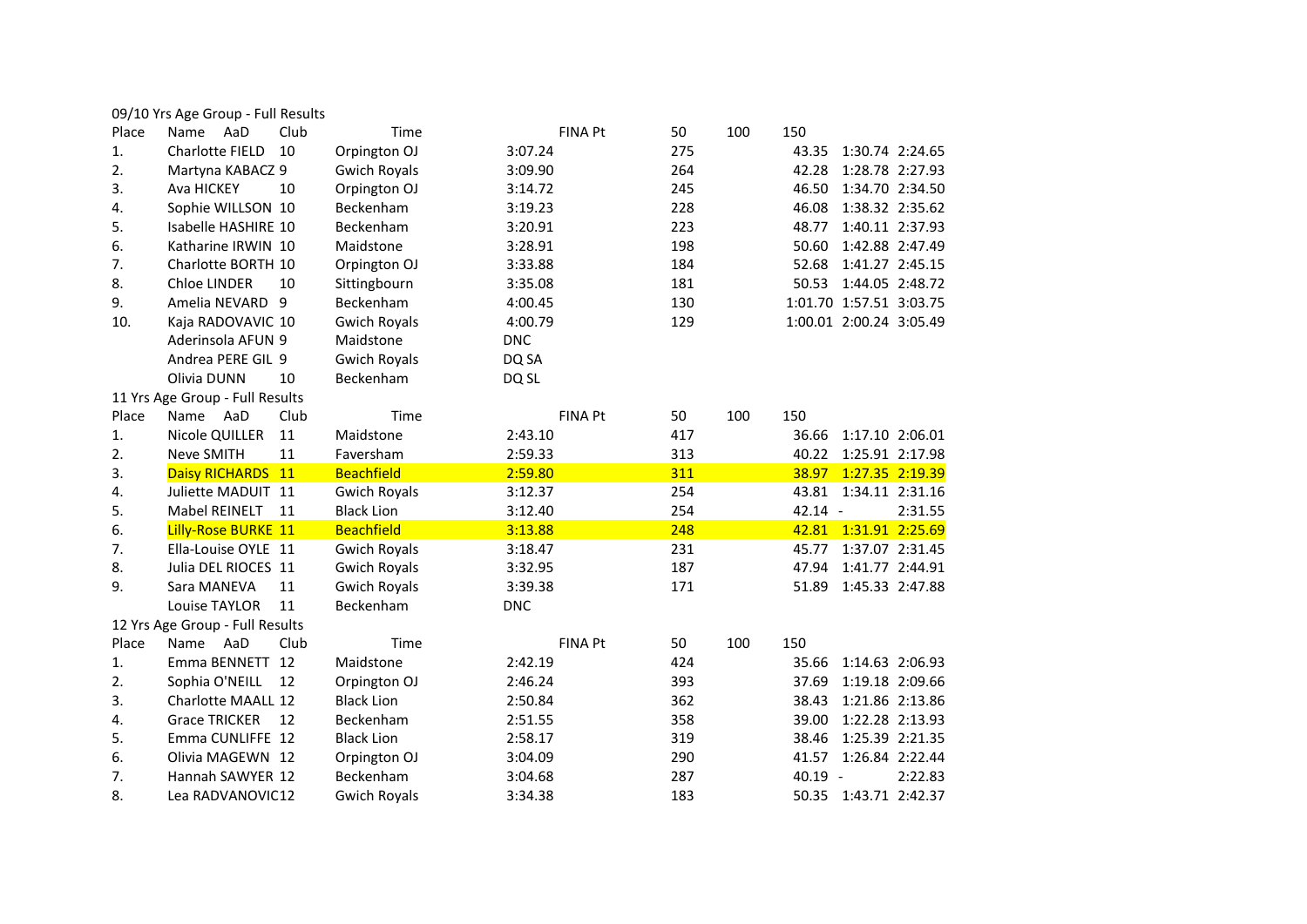09/10 Yrs Age Group - Full Results

| Place | Name AaD | | Club | Time | FINA Pt | 50 | 100 | 150 |
|---|---|---|---|---|---|---|---|---|
| 1. | Charlotte FIELD | 10 | Orpington OJ | 3:07.24 | 275 | 43.35 | 1:30.74 | 2:24.65 |
| 2. | Martyna KABACZ | 9 | Gwich Royals | 3:09.90 | 264 | 42.28 | 1:28.78 | 2:27.93 |
| 3. | Ava HICKEY | 10 | Orpington OJ | 3:14.72 | 245 | 46.50 | 1:34.70 | 2:34.50 |
| 4. | Sophie WILLSON | 10 | Beckenham | 3:19.23 | 228 | 46.08 | 1:38.32 | 2:35.62 |
| 5. | Isabelle HASHIRE | 10 | Beckenham | 3:20.91 | 223 | 48.77 | 1:40.11 | 2:37.93 |
| 6. | Katharine IRWIN | 10 | Maidstone | 3:28.91 | 198 | 50.60 | 1:42.88 | 2:47.49 |
| 7. | Charlotte BORTH | 10 | Orpington OJ | 3:33.88 | 184 | 52.68 | 1:41.27 | 2:45.15 |
| 8. | Chloe LINDER | 10 | Sittingbourn | 3:35.08 | 181 | 50.53 | 1:44.05 | 2:48.72 |
| 9. | Amelia NEVARD | 9 | Beckenham | 4:00.45 | 130 | 1:01.70 | 1:57.51 | 3:03.75 |
| 10. | Kaja RADOVAVIC | 10 | Gwich Royals | 4:00.79 | 129 | 1:00.01 | 2:00.24 | 3:05.49 |
| | Aderinsola AFUN | 9 | Maidstone | DNC | | | | |
| | Andrea PERE GIL | 9 | Gwich Royals | DQ SA | | | | |
| | Olivia DUNN | 10 | Beckenham | DQ SL | | | | |

11 Yrs Age Group - Full Results

| Place | Name AaD | | Club | Time | FINA Pt | 50 | 100 | 150 |
|---|---|---|---|---|---|---|---|---|
| 1. | Nicole QUILLER | 11 | Maidstone | 2:43.10 | 417 | 36.66 | 1:17.10 | 2:06.01 |
| 2. | Neve SMITH | 11 | Faversham | 2:59.33 | 313 | 40.22 | 1:25.91 | 2:17.98 |
| 3. | Daisy RICHARDS | 11 | Beachfield | 2:59.80 | 311 | 38.97 | 1:27.35 | 2:19.39 |
| 4. | Juliette MADUIT | 11 | Gwich Royals | 3:12.37 | 254 | 43.81 | 1:34.11 | 2:31.16 |
| 5. | Mabel REINELT | 11 | Black Lion | 3:12.40 | 254 | 42.14 | - | 2:31.55 |
| 6. | Lilly-Rose BURKE | 11 | Beachfield | 3:13.88 | 248 | 42.81 | 1:31.91 | 2:25.69 |
| 7. | Ella-Louise OYLE | 11 | Gwich Royals | 3:18.47 | 231 | 45.77 | 1:37.07 | 2:31.45 |
| 8. | Julia DEL RIOCES | 11 | Gwich Royals | 3:32.95 | 187 | 47.94 | 1:41.77 | 2:44.91 |
| 9. | Sara MANEVA | 11 | Gwich Royals | 3:39.38 | 171 | 51.89 | 1:45.33 | 2:47.88 |
| | Louise TAYLOR | 11 | Beckenham | DNC | | | | |

12 Yrs Age Group - Full Results

| Place | Name AaD | | Club | Time | FINA Pt | 50 | 100 | 150 |
|---|---|---|---|---|---|---|---|---|
| 1. | Emma BENNETT | 12 | Maidstone | 2:42.19 | 424 | 35.66 | 1:14.63 | 2:06.93 |
| 2. | Sophia O'NEILL | 12 | Orpington OJ | 2:46.24 | 393 | 37.69 | 1:19.18 | 2:09.66 |
| 3. | Charlotte MAALL | 12 | Black Lion | 2:50.84 | 362 | 38.43 | 1:21.86 | 2:13.86 |
| 4. | Grace TRICKER | 12 | Beckenham | 2:51.55 | 358 | 39.00 | 1:22.28 | 2:13.93 |
| 5. | Emma CUNLIFFE | 12 | Black Lion | 2:58.17 | 319 | 38.46 | 1:25.39 | 2:21.35 |
| 6. | Olivia MAGEWN | 12 | Orpington OJ | 3:04.09 | 290 | 41.57 | 1:26.84 | 2:22.44 |
| 7. | Hannah SAWYER | 12 | Beckenham | 3:04.68 | 287 | 40.19 | - | 2:22.83 |
| 8. | Lea RADVANOVIC | 12 | Gwich Royals | 3:34.38 | 183 | 50.35 | 1:43.71 | 2:42.37 |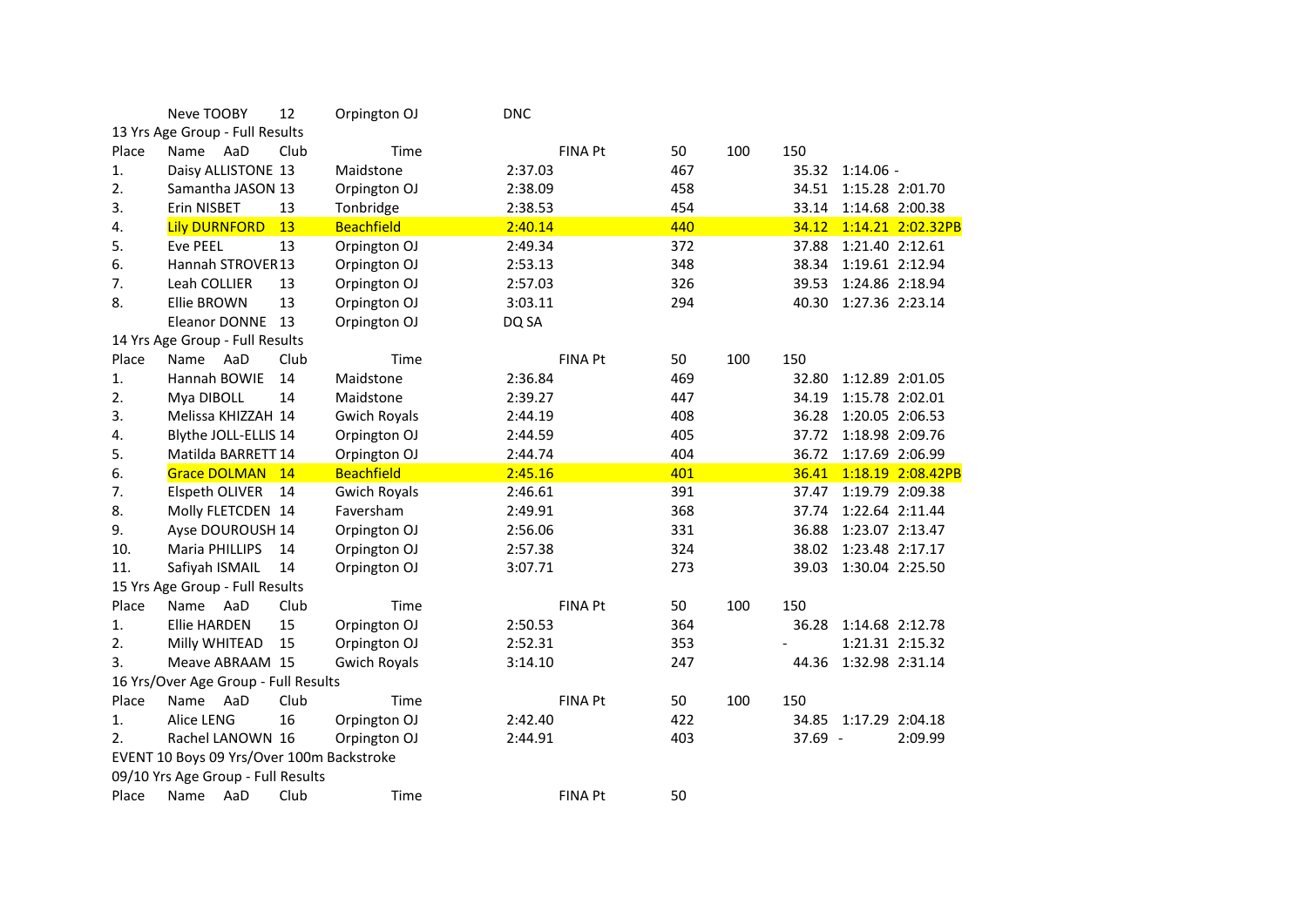| Place | Name | AaD | Club | Time | FINA Pt | 50 | 100 | 150 |
|---|---|---|---|---|---|---|---|---|
| | Neve TOOBY | 12 | Orpington OJ | DNC | | | | |

13 Yrs Age Group - Full Results

| Place | Name | AaD | Club | Time | FINA Pt | 50 | 100 | 150 |
|---|---|---|---|---|---|---|---|---|
| 1. | Daisy ALLISTONE | 13 | Maidstone | 2:37.03 | 467 | 35.32 | 1:14.06 | - |
| 2. | Samantha JASON | 13 | Orpington OJ | 2:38.09 | 458 | 34.51 | 1:15.28 | 2:01.70 |
| 3. | Erin NISBET | 13 | Tonbridge | 2:38.53 | 454 | 33.14 | 1:14.68 | 2:00.38 |
| 4. | Lily DURNFORD | 13 | Beachfield | 2:40.14 | 440 | 34.12 | 1:14.21 | 2:02.32PB |
| 5. | Eve PEEL | 13 | Orpington OJ | 2:49.34 | 372 | 37.88 | 1:21.40 | 2:12.61 |
| 6. | Hannah STROVER | 13 | Orpington OJ | 2:53.13 | 348 | 38.34 | 1:19.61 | 2:12.94 |
| 7. | Leah COLLIER | 13 | Orpington OJ | 2:57.03 | 326 | 39.53 | 1:24.86 | 2:18.94 |
| 8. | Ellie BROWN | 13 | Orpington OJ | 3:03.11 | 294 | 40.30 | 1:27.36 | 2:23.14 |
| | Eleanor DONNE | 13 | Orpington OJ | DQ SA | | | | |

14 Yrs Age Group - Full Results

| Place | Name | AaD | Club | Time | FINA Pt | 50 | 100 | 150 |
|---|---|---|---|---|---|---|---|---|
| 1. | Hannah BOWIE | 14 | Maidstone | 2:36.84 | 469 | 32.80 | 1:12.89 | 2:01.05 |
| 2. | Mya DIBOLL | 14 | Maidstone | 2:39.27 | 447 | 34.19 | 1:15.78 | 2:02.01 |
| 3. | Melissa KHIZZAH | 14 | Gwich Royals | 2:44.19 | 408 | 36.28 | 1:20.05 | 2:06.53 |
| 4. | Blythe JOLL-ELLIS | 14 | Orpington OJ | 2:44.59 | 405 | 37.72 | 1:18.98 | 2:09.76 |
| 5. | Matilda BARRETT | 14 | Orpington OJ | 2:44.74 | 404 | 36.72 | 1:17.69 | 2:06.99 |
| 6. | Grace DOLMAN | 14 | Beachfield | 2:45.16 | 401 | 36.41 | 1:18.19 | 2:08.42PB |
| 7. | Elspeth OLIVER | 14 | Gwich Royals | 2:46.61 | 391 | 37.47 | 1:19.79 | 2:09.38 |
| 8. | Molly FLETCDEN | 14 | Faversham | 2:49.91 | 368 | 37.74 | 1:22.64 | 2:11.44 |
| 9. | Ayse DOUROUSH | 14 | Orpington OJ | 2:56.06 | 331 | 36.88 | 1:23.07 | 2:13.47 |
| 10. | Maria PHILLIPS | 14 | Orpington OJ | 2:57.38 | 324 | 38.02 | 1:23.48 | 2:17.17 |
| 11. | Safiyah ISMAIL | 14 | Orpington OJ | 3:07.71 | 273 | 39.03 | 1:30.04 | 2:25.50 |

15 Yrs Age Group - Full Results

| Place | Name | AaD | Club | Time | FINA Pt | 50 | 100 | 150 |
|---|---|---|---|---|---|---|---|---|
| 1. | Ellie HARDEN | 15 | Orpington OJ | 2:50.53 | 364 | 36.28 | 1:14.68 | 2:12.78 |
| 2. | Milly WHITEAD | 15 | Orpington OJ | 2:52.31 | 353 | - | 1:21.31 | 2:15.32 |
| 3. | Meave ABRAAM | 15 | Gwich Royals | 3:14.10 | 247 | 44.36 | 1:32.98 | 2:31.14 |

16 Yrs/Over Age Group - Full Results

| Place | Name | AaD | Club | Time | FINA Pt | 50 | 100 | 150 |
|---|---|---|---|---|---|---|---|---|
| 1. | Alice LENG | 16 | Orpington OJ | 2:42.40 | 422 | 34.85 | 1:17.29 | 2:04.18 |
| 2. | Rachel LANOWN | 16 | Orpington OJ | 2:44.91 | 403 | 37.69 | - | 2:09.99 |

EVENT 10 Boys 09 Yrs/Over 100m Backstroke

09/10 Yrs Age Group - Full Results

| Place | Name | AaD | Club | Time | FINA Pt | 50 |
|---|---|---|---|---|---|---|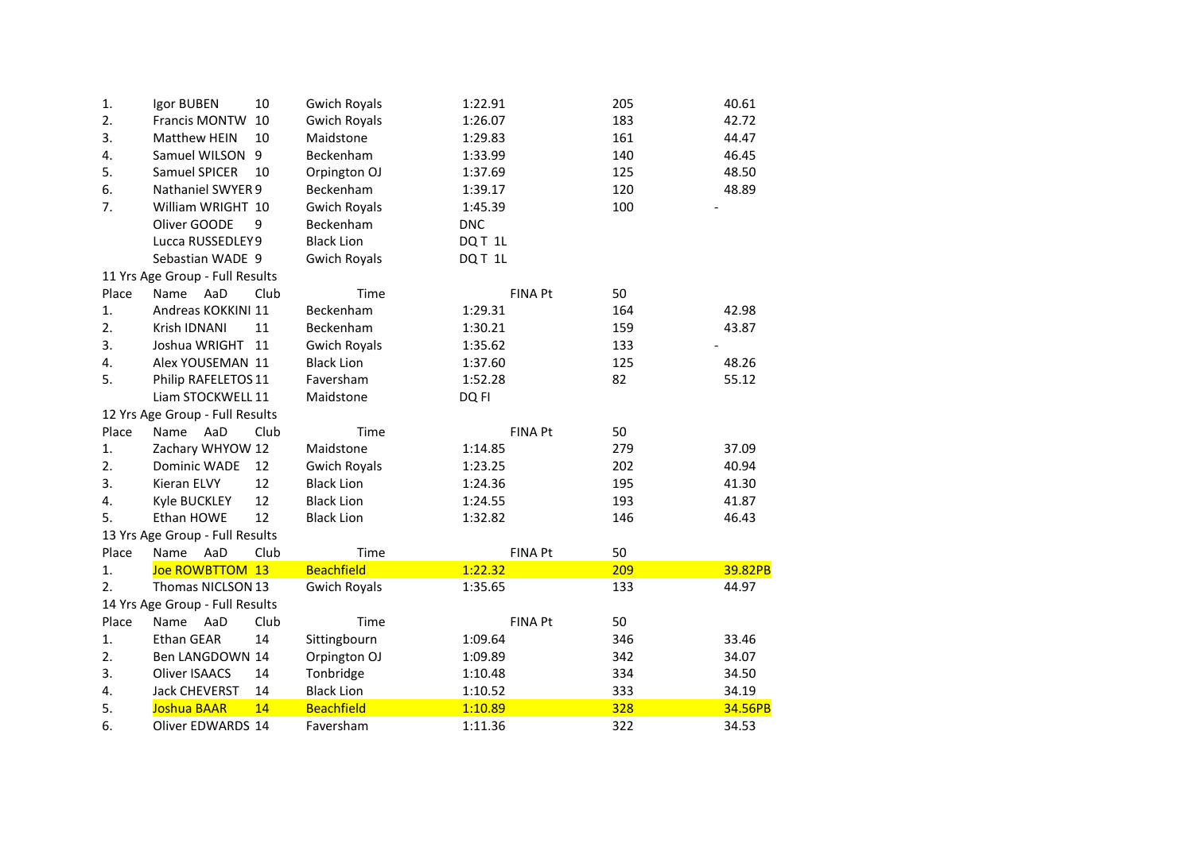| Place | Name | AaD | Club | Time | FINA Pt | 50 |
|---|---|---|---|---|---|---|
| 1. | Igor BUBEN | 10 | Gwich Royals | 1:22.91 | 205 | 40.61 |
| 2. | Francis MONTW | 10 | Gwich Royals | 1:26.07 | 183 | 42.72 |
| 3. | Matthew HEIN | 10 | Maidstone | 1:29.83 | 161 | 44.47 |
| 4. | Samuel WILSON | 9 | Beckenham | 1:33.99 | 140 | 46.45 |
| 5. | Samuel SPICER | 10 | Orpington OJ | 1:37.69 | 125 | 48.50 |
| 6. | Nathaniel SWYER | 9 | Beckenham | 1:39.17 | 120 | 48.89 |
| 7. | William WRIGHT | 10 | Gwich Royals | 1:45.39 | 100 | - |
| | Oliver GOODE | 9 | Beckenham | DNC | | |
| | Lucca RUSSEDLEY | 9 | Black Lion | DQ T 1L | | |
| | Sebastian WADE | 9 | Gwich Royals | DQ T 1L | | |

11 Yrs Age Group - Full Results

| Place | Name | AaD | Club | Time | FINA Pt | 50 |
|---|---|---|---|---|---|---|
| 1. | Andreas KOKKINI | 11 | Beckenham | 1:29.31 | 164 | 42.98 |
| 2. | Krish IDNANI | 11 | Beckenham | 1:30.21 | 159 | 43.87 |
| 3. | Joshua WRIGHT | 11 | Gwich Royals | 1:35.62 | 133 | - |
| 4. | Alex YOUSEMAN | 11 | Black Lion | 1:37.60 | 125 | 48.26 |
| 5. | Philip RAFELETOS | 11 | Faversham | 1:52.28 | 82 | 55.12 |
| | Liam STOCKWELL | 11 | Maidstone | DQ FI | | |

12 Yrs Age Group - Full Results

| Place | Name | AaD | Club | Time | FINA Pt | 50 |
|---|---|---|---|---|---|---|
| 1. | Zachary WHYOW | 12 | Maidstone | 1:14.85 | 279 | 37.09 |
| 2. | Dominic WADE | 12 | Gwich Royals | 1:23.25 | 202 | 40.94 |
| 3. | Kieran ELVY | 12 | Black Lion | 1:24.36 | 195 | 41.30 |
| 4. | Kyle BUCKLEY | 12 | Black Lion | 1:24.55 | 193 | 41.87 |
| 5. | Ethan HOWE | 12 | Black Lion | 1:32.82 | 146 | 46.43 |

13 Yrs Age Group - Full Results

| Place | Name | AaD | Club | Time | FINA Pt | 50 |
|---|---|---|---|---|---|---|
| 1. | Joe ROWBTTOM | 13 | Beachfield | 1:22.32 | 209 | 39.82PB |
| 2. | Thomas NICLSON | 13 | Gwich Royals | 1:35.65 | 133 | 44.97 |

14 Yrs Age Group - Full Results

| Place | Name | AaD | Club | Time | FINA Pt | 50 |
|---|---|---|---|---|---|---|
| 1. | Ethan GEAR | 14 | Sittingbourn | 1:09.64 | 346 | 33.46 |
| 2. | Ben LANGDOWN | 14 | Orpington OJ | 1:09.89 | 342 | 34.07 |
| 3. | Oliver ISAACS | 14 | Tonbridge | 1:10.48 | 334 | 34.50 |
| 4. | Jack CHEVERST | 14 | Black Lion | 1:10.52 | 333 | 34.19 |
| 5. | Joshua BAAR | 14 | Beachfield | 1:10.89 | 328 | 34.56PB |
| 6. | Oliver EDWARDS | 14 | Faversham | 1:11.36 | 322 | 34.53 |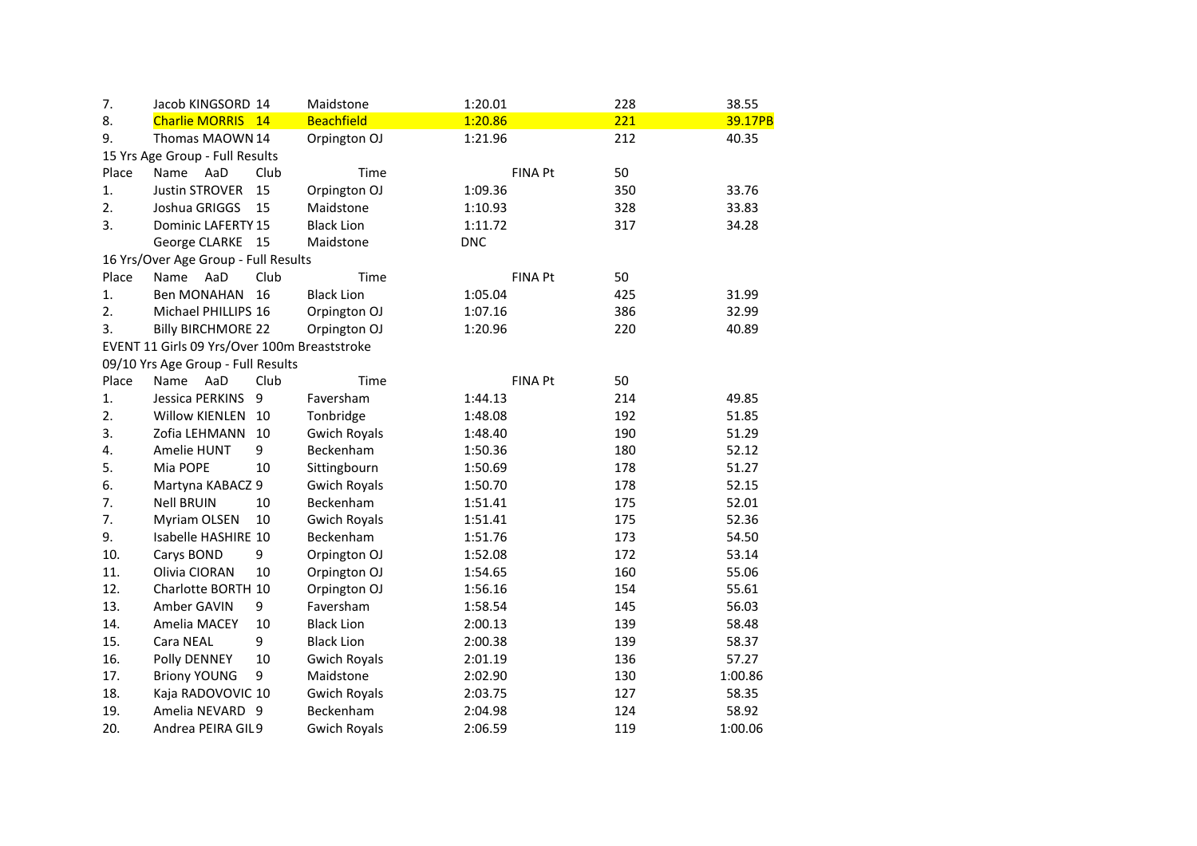| Place | Name | AaD | Club | Time | FINA Pt | 50 |
|---|---|---|---|---|---|---|
| 7. | Jacob KINGSORD | 14 | Maidstone | 1:20.01 | 228 | 38.55 |
| 8. | Charlie MORRIS | 14 | Beachfield | 1:20.86 | 221 | 39.17PB |
| 9. | Thomas MAOWN | 14 | Orpington OJ | 1:21.96 | 212 | 40.35 |

15 Yrs Age Group - Full Results

| Place | Name | AaD | Club | Time | FINA Pt | 50 |
|---|---|---|---|---|---|---|
| 1. | Justin STROVER | 15 | Orpington OJ | 1:09.36 | 350 | 33.76 |
| 2. | Joshua GRIGGS | 15 | Maidstone | 1:10.93 | 328 | 33.83 |
| 3. | Dominic LAFERTY | 15 | Black Lion | 1:11.72 | 317 | 34.28 |
| | George CLARKE | 15 | Maidstone | DNC | | |

16 Yrs/Over Age Group - Full Results

| Place | Name | AaD | Club | Time | FINA Pt | 50 |
|---|---|---|---|---|---|---|
| 1. | Ben MONAHAN | 16 | Black Lion | 1:05.04 | 425 | 31.99 |
| 2. | Michael PHILLIPS | 16 | Orpington OJ | 1:07.16 | 386 | 32.99 |
| 3. | Billy BIRCHMORE | 22 | Orpington OJ | 1:20.96 | 220 | 40.89 |

EVENT 11 Girls 09 Yrs/Over 100m Breaststroke

09/10 Yrs Age Group - Full Results

| Place | Name | AaD | Club | Time | FINA Pt | 50 |
|---|---|---|---|---|---|---|
| 1. | Jessica PERKINS | 9 | Faversham | 1:44.13 | 214 | 49.85 |
| 2. | Willow KIENLEN | 10 | Tonbridge | 1:48.08 | 192 | 51.85 |
| 3. | Zofia LEHMANN | 10 | Gwich Royals | 1:48.40 | 190 | 51.29 |
| 4. | Amelie HUNT | 9 | Beckenham | 1:50.36 | 180 | 52.12 |
| 5. | Mia POPE | 10 | Sittingbourn | 1:50.69 | 178 | 51.27 |
| 6. | Martyna KABACZ | 9 | Gwich Royals | 1:50.70 | 178 | 52.15 |
| 7. | Nell BRUIN | 10 | Beckenham | 1:51.41 | 175 | 52.01 |
| 7. | Myriam OLSEN | 10 | Gwich Royals | 1:51.41 | 175 | 52.36 |
| 9. | Isabelle HASHIRE | 10 | Beckenham | 1:51.76 | 173 | 54.50 |
| 10. | Carys BOND | 9 | Orpington OJ | 1:52.08 | 172 | 53.14 |
| 11. | Olivia CIORAN | 10 | Orpington OJ | 1:54.65 | 160 | 55.06 |
| 12. | Charlotte BORTH | 10 | Orpington OJ | 1:56.16 | 154 | 55.61 |
| 13. | Amber GAVIN | 9 | Faversham | 1:58.54 | 145 | 56.03 |
| 14. | Amelia MACEY | 10 | Black Lion | 2:00.13 | 139 | 58.48 |
| 15. | Cara NEAL | 9 | Black Lion | 2:00.38 | 139 | 58.37 |
| 16. | Polly DENNEY | 10 | Gwich Royals | 2:01.19 | 136 | 57.27 |
| 17. | Briony YOUNG | 9 | Maidstone | 2:02.90 | 130 | 1:00.86 |
| 18. | Kaja RADOVOVIC | 10 | Gwich Royals | 2:03.75 | 127 | 58.35 |
| 19. | Amelia NEVARD | 9 | Beckenham | 2:04.98 | 124 | 58.92 |
| 20. | Andrea PEIRA GIL | 9 | Gwich Royals | 2:06.59 | 119 | 1:00.06 |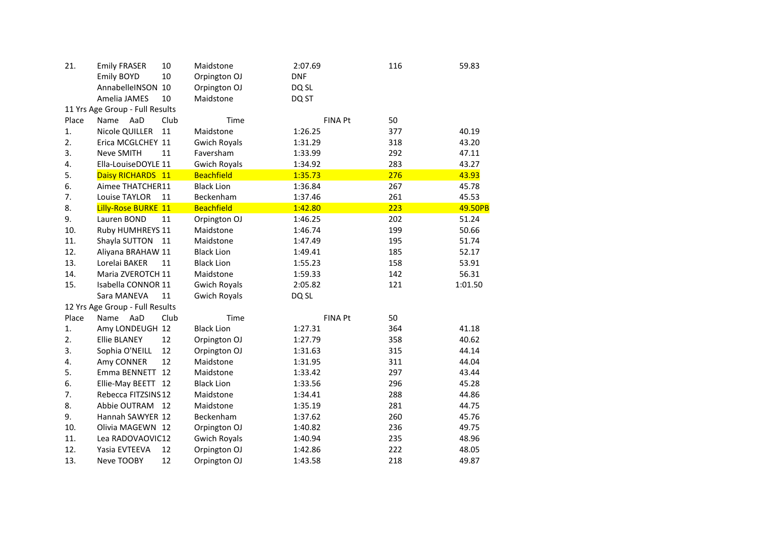| Place | Name | AaD | Club | Time | FINA Pt | 50 |
|---|---|---|---|---|---|---|
| 21. | Emily FRASER | 10 | Maidstone | 2:07.69 | 116 | 59.83 |
| | Emily BOYD | 10 | Orpington OJ | DNF | | |
| | AnnabelleINSON | 10 | Orpington OJ | DQ SL | | |
| | Amelia JAMES | 10 | Maidstone | DQ ST | | |

11 Yrs Age Group - Full Results

| Place | Name | AaD | Club | Time | FINA Pt | 50 |
|---|---|---|---|---|---|---|
| 1. | Nicole QUILLER | 11 | Maidstone | 1:26.25 | 377 | 40.19 |
| 2. | Erica MCGLCHEY | 11 | Gwich Royals | 1:31.29 | 318 | 43.20 |
| 3. | Neve SMITH | 11 | Faversham | 1:33.99 | 292 | 47.11 |
| 4. | Ella-LouiseDOYLE | 11 | Gwich Royals | 1:34.92 | 283 | 43.27 |
| 5. | Daisy RICHARDS | 11 | Beachfield | 1:35.73 | 276 | 43.93 |
| 6. | Aimee THATCHER | 11 | Black Lion | 1:36.84 | 267 | 45.78 |
| 7. | Louise TAYLOR | 11 | Beckenham | 1:37.46 | 261 | 45.53 |
| 8. | Lilly-Rose BURKE | 11 | Beachfield | 1:42.80 | 223 | 49.50PB |
| 9. | Lauren BOND | 11 | Orpington OJ | 1:46.25 | 202 | 51.24 |
| 10. | Ruby HUMHREYS | 11 | Maidstone | 1:46.74 | 199 | 50.66 |
| 11. | Shayla SUTTON | 11 | Maidstone | 1:47.49 | 195 | 51.74 |
| 12. | Aliyana BRAHAW | 11 | Black Lion | 1:49.41 | 185 | 52.17 |
| 13. | Lorelai BAKER | 11 | Black Lion | 1:55.23 | 158 | 53.91 |
| 14. | Maria ZVEROTCH | 11 | Maidstone | 1:59.33 | 142 | 56.31 |
| 15. | Isabella CONNOR | 11 | Gwich Royals | 2:05.82 | 121 | 1:01.50 |
| | Sara MANEVA | 11 | Gwich Royals | DQ SL | | |

12 Yrs Age Group - Full Results

| Place | Name | AaD | Club | Time | FINA Pt | 50 |
|---|---|---|---|---|---|---|
| 1. | Amy LONDEUGH | 12 | Black Lion | 1:27.31 | 364 | 41.18 |
| 2. | Ellie BLANEY | 12 | Orpington OJ | 1:27.79 | 358 | 40.62 |
| 3. | Sophia O'NEILL | 12 | Orpington OJ | 1:31.63 | 315 | 44.14 |
| 4. | Amy CONNER | 12 | Maidstone | 1:31.95 | 311 | 44.04 |
| 5. | Emma BENNETT | 12 | Maidstone | 1:33.42 | 297 | 43.44 |
| 6. | Ellie-May BEETT | 12 | Black Lion | 1:33.56 | 296 | 45.28 |
| 7. | Rebecca FITZSINS | 12 | Maidstone | 1:34.41 | 288 | 44.86 |
| 8. | Abbie OUTRAM | 12 | Maidstone | 1:35.19 | 281 | 44.75 |
| 9. | Hannah SAWYER | 12 | Beckenham | 1:37.62 | 260 | 45.76 |
| 10. | Olivia MAGEWN | 12 | Orpington OJ | 1:40.82 | 236 | 49.75 |
| 11. | Lea RADOVAOVIC | 12 | Gwich Royals | 1:40.94 | 235 | 48.96 |
| 12. | Yasia EVTEEVA | 12 | Orpington OJ | 1:42.86 | 222 | 48.05 |
| 13. | Neve TOOBY | 12 | Orpington OJ | 1:43.58 | 218 | 49.87 |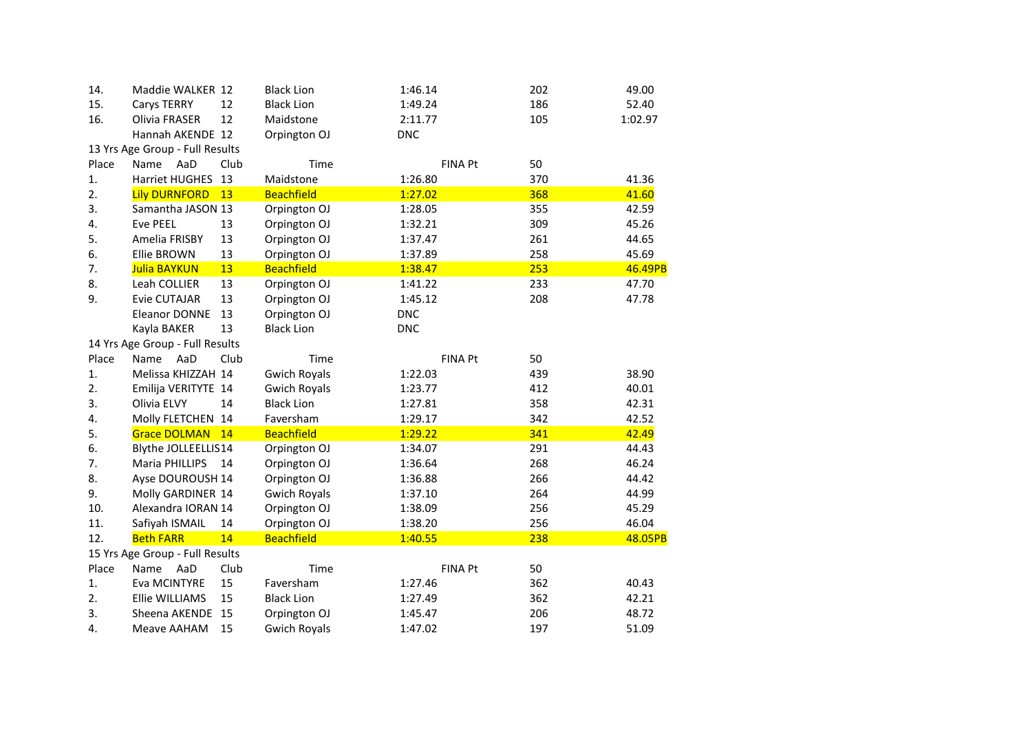| | | | | | | |
|---|---|---|---|---|---|---|
| 14. | Maddie WALKER | 12 | Black Lion | 1:46.14 | 202 | 49.00 |
| 15. | Carys TERRY | 12 | Black Lion | 1:49.24 | 186 | 52.40 |
| 16. | Olivia FRASER | 12 | Maidstone | 2:11.77 | 105 | 1:02.97 |
| | Hannah AKENDE | 12 | Orpington OJ | DNC | | |

13 Yrs Age Group - Full Results

| Place | Name | AaD | Club | Time | FINA Pt | 50 |
|---|---|---|---|---|---|---|
| 1. | Harriet HUGHES | 13 | Maidstone | 1:26.80 | 370 | 41.36 |
| 2. | Lily DURNFORD | 13 | Beachfield | 1:27.02 | 368 | 41.60 |
| 3. | Samantha JASON | 13 | Orpington OJ | 1:28.05 | 355 | 42.59 |
| 4. | Eve PEEL | 13 | Orpington OJ | 1:32.21 | 309 | 45.26 |
| 5. | Amelia FRISBY | 13 | Orpington OJ | 1:37.47 | 261 | 44.65 |
| 6. | Ellie BROWN | 13 | Orpington OJ | 1:37.89 | 258 | 45.69 |
| 7. | Julia BAYKUN | 13 | Beachfield | 1:38.47 | 253 | 46.49PB |
| 8. | Leah COLLIER | 13 | Orpington OJ | 1:41.22 | 233 | 47.70 |
| 9. | Evie CUTAJAR | 13 | Orpington OJ | 1:45.12 | 208 | 47.78 |
| | Eleanor DONNE | 13 | Orpington OJ | DNC | | |
| | Kayla BAKER | 13 | Black Lion | DNC | | |

14 Yrs Age Group - Full Results

| Place | Name | AaD | Club | Time | FINA Pt | 50 |
|---|---|---|---|---|---|---|
| 1. | Melissa KHIZZAH | 14 | Gwich Royals | 1:22.03 | 439 | 38.90 |
| 2. | Emilija VERITYTE | 14 | Gwich Royals | 1:23.77 | 412 | 40.01 |
| 3. | Olivia ELVY | 14 | Black Lion | 1:27.81 | 358 | 42.31 |
| 4. | Molly FLETCHEN | 14 | Faversham | 1:29.17 | 342 | 42.52 |
| 5. | Grace DOLMAN | 14 | Beachfield | 1:29.22 | 341 | 42.49 |
| 6. | Blythe JOLLEELLIS | 14 | Orpington OJ | 1:34.07 | 291 | 44.43 |
| 7. | Maria PHILLIPS | 14 | Orpington OJ | 1:36.64 | 268 | 46.24 |
| 8. | Ayse DOUROUSH | 14 | Orpington OJ | 1:36.88 | 266 | 44.42 |
| 9. | Molly GARDINER | 14 | Gwich Royals | 1:37.10 | 264 | 44.99 |
| 10. | Alexandra IORAN | 14 | Orpington OJ | 1:38.09 | 256 | 45.29 |
| 11. | Safiyah ISMAIL | 14 | Orpington OJ | 1:38.20 | 256 | 46.04 |
| 12. | Beth FARR | 14 | Beachfield | 1:40.55 | 238 | 48.05PB |

15 Yrs Age Group - Full Results

| Place | Name | AaD | Club | Time | FINA Pt | 50 |
|---|---|---|---|---|---|---|
| 1. | Eva MCINTYRE | 15 | Faversham | 1:27.46 | 362 | 40.43 |
| 2. | Ellie WILLIAMS | 15 | Black Lion | 1:27.49 | 362 | 42.21 |
| 3. | Sheena AKENDE | 15 | Orpington OJ | 1:45.47 | 206 | 48.72 |
| 4. | Meave AAHAM | 15 | Gwich Royals | 1:47.02 | 197 | 51.09 |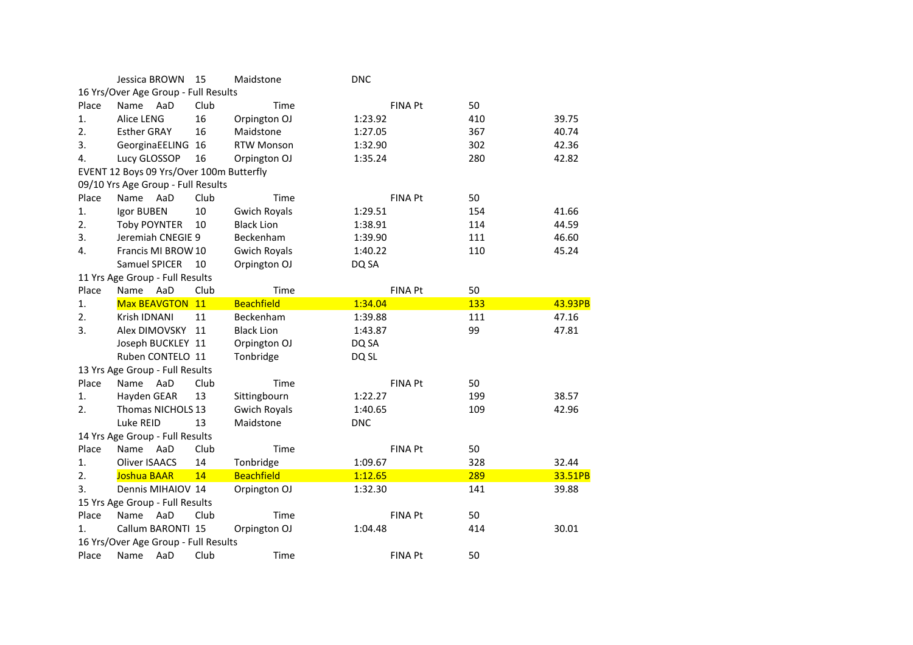| | | | | | | |
|---|---|---|---|---|---|---|
| | Jessica BROWN | 15 | Maidstone | DNC | | |
| 16 Yrs/Over Age Group - Full Results | | | | | | |
| Place | Name AaD | Club | Time | FINA Pt | 50 | |
| 1. | Alice LENG | 16 | Orpington OJ | 1:23.92 | 410 | 39.75 |
| 2. | Esther GRAY | 16 | Maidstone | 1:27.05 | 367 | 40.74 |
| 3. | GeorginaEELING | 16 | RTW Monson | 1:32.90 | 302 | 42.36 |
| 4. | Lucy GLOSSOP | 16 | Orpington OJ | 1:35.24 | 280 | 42.82 |
| EVENT 12 Boys 09 Yrs/Over 100m Butterfly | | | | | | |
| 09/10 Yrs Age Group - Full Results | | | | | | |
| Place | Name AaD | Club | Time | FINA Pt | 50 | |
| 1. | Igor BUBEN | 10 | Gwich Royals | 1:29.51 | 154 | 41.66 |
| 2. | Toby POYNTER | 10 | Black Lion | 1:38.91 | 114 | 44.59 |
| 3. | Jeremiah CNEGIE | 9 | Beckenham | 1:39.90 | 111 | 46.60 |
| 4. | Francis MI BROW | 10 | Gwich Royals | 1:40.22 | 110 | 45.24 |
| | Samuel SPICER | 10 | Orpington OJ | DQ SA | | |
| 11 Yrs Age Group - Full Results | | | | | | |
| Place | Name AaD | Club | Time | FINA Pt | 50 | |
| 1. | Max BEAVGTON | 11 | Beachfield | 1:34.04 | 133 | 43.93PB |
| 2. | Krish IDNANI | 11 | Beckenham | 1:39.88 | 111 | 47.16 |
| 3. | Alex DIMOVSKY | 11 | Black Lion | 1:43.87 | 99 | 47.81 |
| | Joseph BUCKLEY | 11 | Orpington OJ | DQ SA | | |
| | Ruben CONTELO | 11 | Tonbridge | DQ SL | | |
| 13 Yrs Age Group - Full Results | | | | | | |
| Place | Name AaD | Club | Time | FINA Pt | 50 | |
| 1. | Hayden GEAR | 13 | Sittingbourn | 1:22.27 | 199 | 38.57 |
| 2. | Thomas NICHOLS | 13 | Gwich Royals | 1:40.65 | 109 | 42.96 |
| | Luke REID | 13 | Maidstone | DNC | | |
| 14 Yrs Age Group - Full Results | | | | | | |
| Place | Name AaD | Club | Time | FINA Pt | 50 | |
| 1. | Oliver ISAACS | 14 | Tonbridge | 1:09.67 | 328 | 32.44 |
| 2. | Joshua BAAR | 14 | Beachfield | 1:12.65 | 289 | 33.51PB |
| 3. | Dennis MIHAIOV | 14 | Orpington OJ | 1:32.30 | 141 | 39.88 |
| 15 Yrs Age Group - Full Results | | | | | | |
| Place | Name AaD | Club | Time | FINA Pt | 50 | |
| 1. | Callum BARONTI | 15 | Orpington OJ | 1:04.48 | 414 | 30.01 |
| 16 Yrs/Over Age Group - Full Results | | | | | | |
| Place | Name AaD | Club | Time | FINA Pt | 50 | |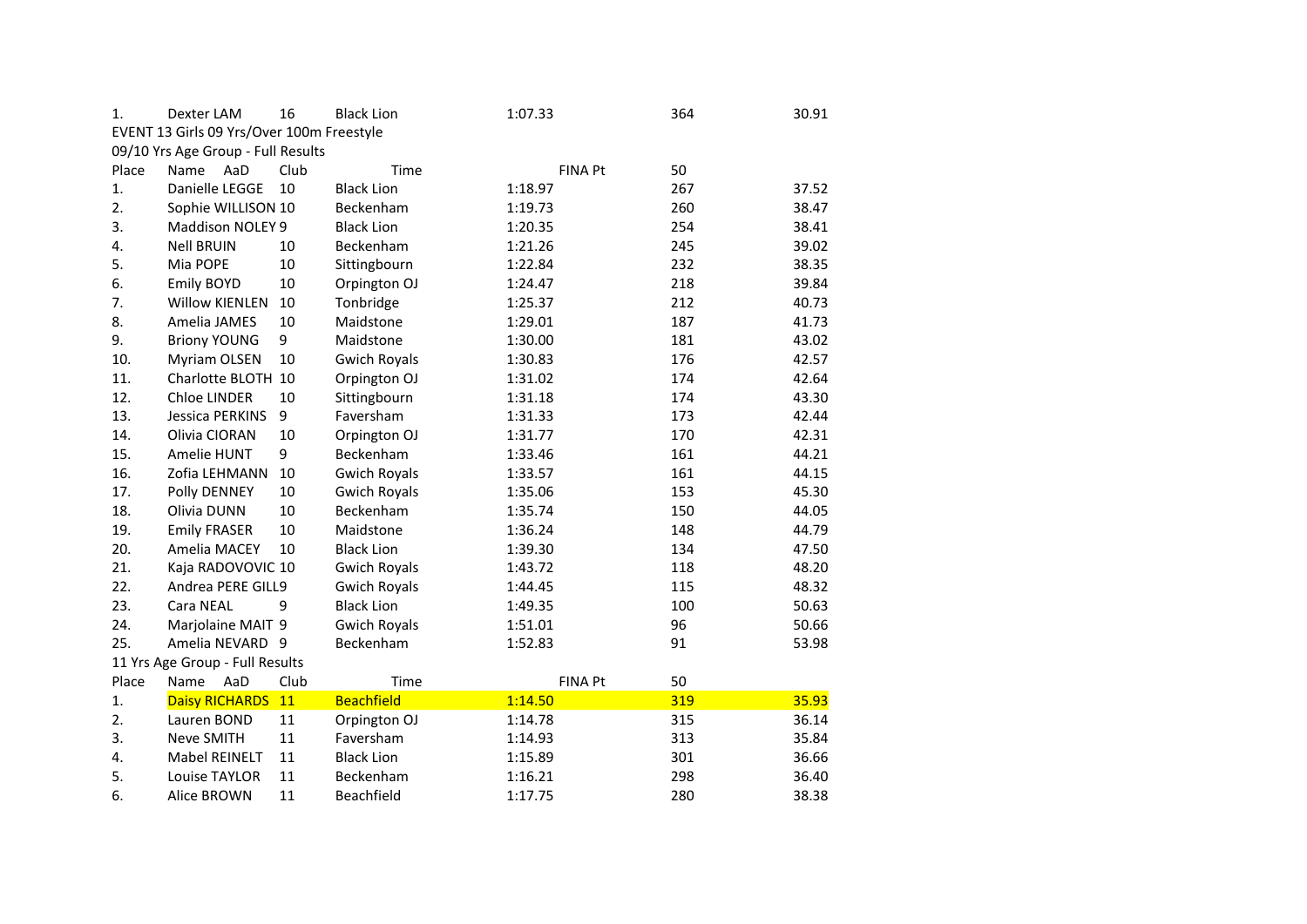| 1. | Dexter LAM | 16 | Black Lion | 1:07.33 | 364 | 30.91 |
|---|---|---|---|---|---|---|

EVENT 13 Girls 09 Yrs/Over 100m Freestyle

09/10 Yrs Age Group - Full Results

| Place | Name AaD | | Club | Time | FINA Pt | 50 |
|---|---|---|---|---|---|---|
| 1. | Danielle LEGGE | 10 | Black Lion | 1:18.97 | 267 | 37.52 |
| 2. | Sophie WILLISON | 10 | Beckenham | 1:19.73 | 260 | 38.47 |
| 3. | Maddison NOLEY | 9 | Black Lion | 1:20.35 | 254 | 38.41 |
| 4. | Nell BRUIN | 10 | Beckenham | 1:21.26 | 245 | 39.02 |
| 5. | Mia POPE | 10 | Sittingbourn | 1:22.84 | 232 | 38.35 |
| 6. | Emily BOYD | 10 | Orpington OJ | 1:24.47 | 218 | 39.84 |
| 7. | Willow KIENLEN | 10 | Tonbridge | 1:25.37 | 212 | 40.73 |
| 8. | Amelia JAMES | 10 | Maidstone | 1:29.01 | 187 | 41.73 |
| 9. | Briony YOUNG | 9 | Maidstone | 1:30.00 | 181 | 43.02 |
| 10. | Myriam OLSEN | 10 | Gwich Royals | 1:30.83 | 176 | 42.57 |
| 11. | Charlotte BLOTH | 10 | Orpington OJ | 1:31.02 | 174 | 42.64 |
| 12. | Chloe LINDER | 10 | Sittingbourn | 1:31.18 | 174 | 43.30 |
| 13. | Jessica PERKINS | 9 | Faversham | 1:31.33 | 173 | 42.44 |
| 14. | Olivia CIORAN | 10 | Orpington OJ | 1:31.77 | 170 | 42.31 |
| 15. | Amelie HUNT | 9 | Beckenham | 1:33.46 | 161 | 44.21 |
| 16. | Zofia LEHMANN | 10 | Gwich Royals | 1:33.57 | 161 | 44.15 |
| 17. | Polly DENNEY | 10 | Gwich Royals | 1:35.06 | 153 | 45.30 |
| 18. | Olivia DUNN | 10 | Beckenham | 1:35.74 | 150 | 44.05 |
| 19. | Emily FRASER | 10 | Maidstone | 1:36.24 | 148 | 44.79 |
| 20. | Amelia MACEY | 10 | Black Lion | 1:39.30 | 134 | 47.50 |
| 21. | Kaja RADOVOVIC | 10 | Gwich Royals | 1:43.72 | 118 | 48.20 |
| 22. | Andrea PERE GILL | 9 | Gwich Royals | 1:44.45 | 115 | 48.32 |
| 23. | Cara NEAL | 9 | Black Lion | 1:49.35 | 100 | 50.63 |
| 24. | Marjolaine MAIT | 9 | Gwich Royals | 1:51.01 | 96 | 50.66 |
| 25. | Amelia NEVARD | 9 | Beckenham | 1:52.83 | 91 | 53.98 |

11 Yrs Age Group - Full Results

| Place | Name AaD | | Club | Time | FINA Pt | 50 |
|---|---|---|---|---|---|---|
| 1. | Daisy RICHARDS | 11 | Beachfield | 1:14.50 | 319 | 35.93 |
| 2. | Lauren BOND | 11 | Orpington OJ | 1:14.78 | 315 | 36.14 |
| 3. | Neve SMITH | 11 | Faversham | 1:14.93 | 313 | 35.84 |
| 4. | Mabel REINELT | 11 | Black Lion | 1:15.89 | 301 | 36.66 |
| 5. | Louise TAYLOR | 11 | Beckenham | 1:16.21 | 298 | 36.40 |
| 6. | Alice BROWN | 11 | Beachfield | 1:17.75 | 280 | 38.38 |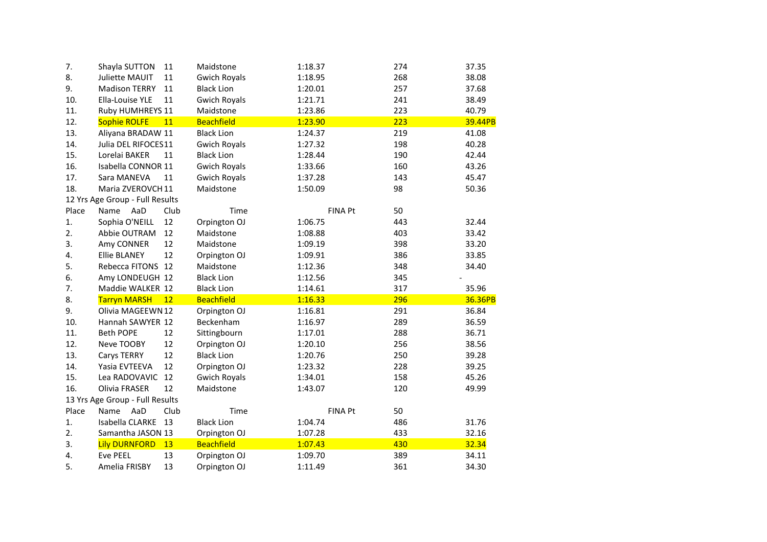| Place | Name | AaD | Club | Time | FINA Pt | 50 |
|---|---|---|---|---|---|---|
| 7. | Shayla SUTTON | 11 | Maidstone | 1:18.37 | 274 | 37.35 |
| 8. | Juliette MAUIT | 11 | Gwich Royals | 1:18.95 | 268 | 38.08 |
| 9. | Madison TERRY | 11 | Black Lion | 1:20.01 | 257 | 37.68 |
| 10. | Ella-Louise YLE | 11 | Gwich Royals | 1:21.71 | 241 | 38.49 |
| 11. | Ruby HUMHREYS | 11 | Maidstone | 1:23.86 | 223 | 40.79 |
| 12. | Sophie ROLFE | 11 | Beachfield | 1:23.90 | 223 | 39.44PB |
| 13. | Aliyana BRADAW | 11 | Black Lion | 1:24.37 | 219 | 41.08 |
| 14. | Julia DEL RIFOCES | 11 | Gwich Royals | 1:27.32 | 198 | 40.28 |
| 15. | Lorelai BAKER | 11 | Black Lion | 1:28.44 | 190 | 42.44 |
| 16. | Isabella CONNOR | 11 | Gwich Royals | 1:33.66 | 160 | 43.26 |
| 17. | Sara MANEVA | 11 | Gwich Royals | 1:37.28 | 143 | 45.47 |
| 18. | Maria ZVEROVCH | 11 | Maidstone | 1:50.09 | 98 | 50.36 |

12 Yrs Age Group - Full Results

| Place | Name | AaD | Club | Time | FINA Pt | 50 |
|---|---|---|---|---|---|---|
| 1. | Sophia O'NEILL | 12 | Orpington OJ | 1:06.75 | 443 | 32.44 |
| 2. | Abbie OUTRAM | 12 | Maidstone | 1:08.88 | 403 | 33.42 |
| 3. | Amy CONNER | 12 | Maidstone | 1:09.19 | 398 | 33.20 |
| 4. | Ellie BLANEY | 12 | Orpington OJ | 1:09.91 | 386 | 33.85 |
| 5. | Rebecca FITONS | 12 | Maidstone | 1:12.36 | 348 | 34.40 |
| 6. | Amy LONDEUGH | 12 | Black Lion | 1:12.56 | 345 | - |
| 7. | Maddie WALKER | 12 | Black Lion | 1:14.61 | 317 | 35.96 |
| 8. | Tarryn MARSH | 12 | Beachfield | 1:16.33 | 296 | 36.36PB |
| 9. | Olivia MAGEEWN | 12 | Orpington OJ | 1:16.81 | 291 | 36.84 |
| 10. | Hannah SAWYER | 12 | Beckenham | 1:16.97 | 289 | 36.59 |
| 11. | Beth POPE | 12 | Sittingbourn | 1:17.01 | 288 | 36.71 |
| 12. | Neve TOOBY | 12 | Orpington OJ | 1:20.10 | 256 | 38.56 |
| 13. | Carys TERRY | 12 | Black Lion | 1:20.76 | 250 | 39.28 |
| 14. | Yasia EVTEEVA | 12 | Orpington OJ | 1:23.32 | 228 | 39.25 |
| 15. | Lea RADOVAVIC | 12 | Gwich Royals | 1:34.01 | 158 | 45.26 |
| 16. | Olivia FRASER | 12 | Maidstone | 1:43.07 | 120 | 49.99 |

13 Yrs Age Group - Full Results

| Place | Name | AaD | Club | Time | FINA Pt | 50 |
|---|---|---|---|---|---|---|
| 1. | Isabella CLARKE | 13 | Black Lion | 1:04.74 | 486 | 31.76 |
| 2. | Samantha JASON | 13 | Orpington OJ | 1:07.28 | 433 | 32.16 |
| 3. | Lily DURNFORD | 13 | Beachfield | 1:07.43 | 430 | 32.34 |
| 4. | Eve PEEL | 13 | Orpington OJ | 1:09.70 | 389 | 34.11 |
| 5. | Amelia FRISBY | 13 | Orpington OJ | 1:11.49 | 361 | 34.30 |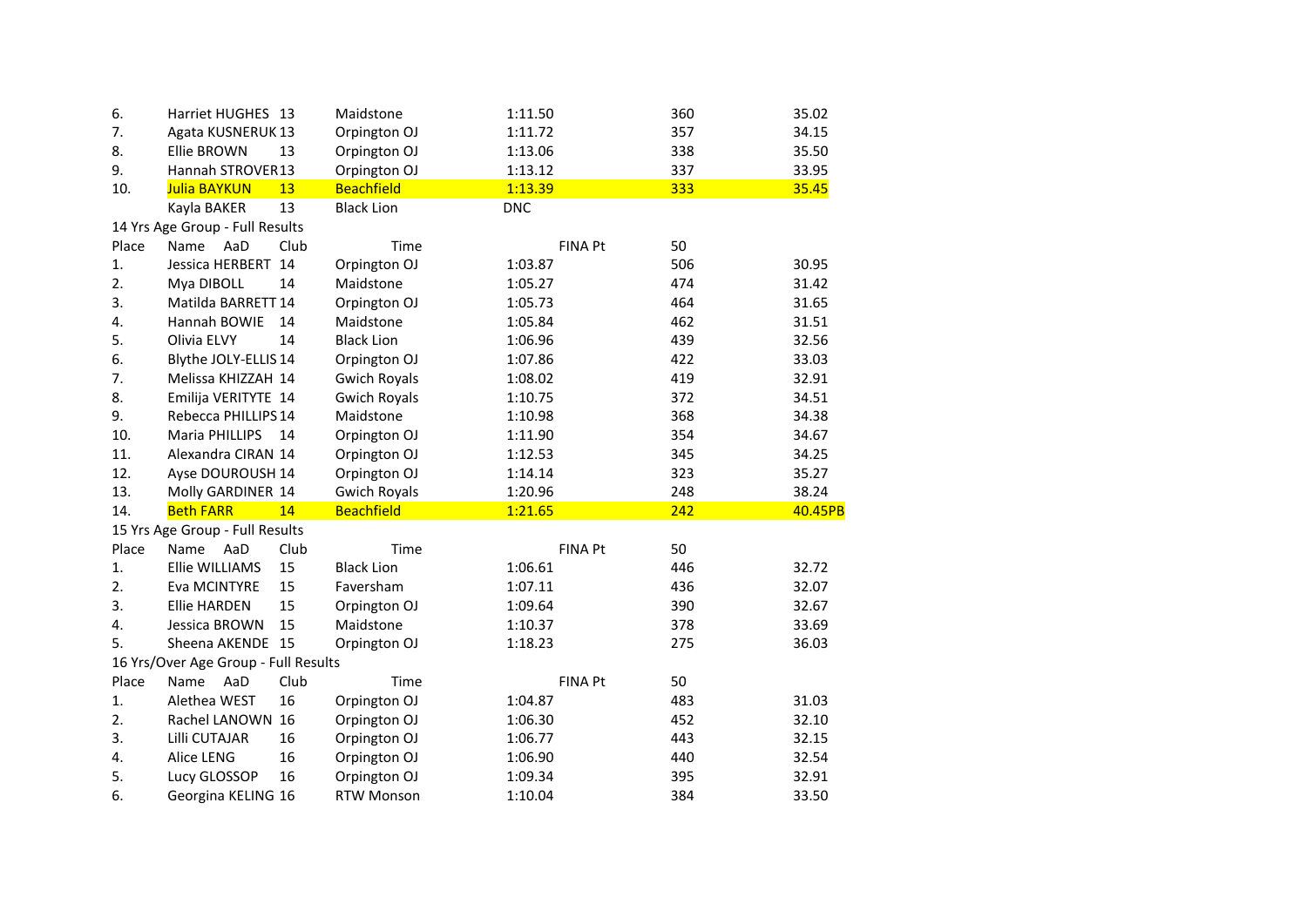| | | | | | | |
|---|---|---|---|---|---|---|
| 6. | Harriet HUGHES | 13 | Maidstone | 1:11.50 | 360 | 35.02 |
| 7. | Agata KUSNERUK | 13 | Orpington OJ | 1:11.72 | 357 | 34.15 |
| 8. | Ellie BROWN | 13 | Orpington OJ | 1:13.06 | 338 | 35.50 |
| 9. | Hannah STROVER | 13 | Orpington OJ | 1:13.12 | 337 | 33.95 |
| 10. | Julia BAYKUN | 13 | Beachfield | 1:13.39 | 333 | 35.45 |
| | Kayla BAKER | 13 | Black Lion | DNC | | |

14 Yrs Age Group - Full Results

| Place | Name | AaD | Club | Time | FINA Pt | 50 |
|---|---|---|---|---|---|---|
| 1. | Jessica HERBERT | 14 | Orpington OJ | 1:03.87 | 506 | 30.95 |
| 2. | Mya DIBOLL | 14 | Maidstone | 1:05.27 | 474 | 31.42 |
| 3. | Matilda BARRETT | 14 | Orpington OJ | 1:05.73 | 464 | 31.65 |
| 4. | Hannah BOWIE | 14 | Maidstone | 1:05.84 | 462 | 31.51 |
| 5. | Olivia ELVY | 14 | Black Lion | 1:06.96 | 439 | 32.56 |
| 6. | Blythe JOLY-ELLIS | 14 | Orpington OJ | 1:07.86 | 422 | 33.03 |
| 7. | Melissa KHIZZAH | 14 | Gwich Royals | 1:08.02 | 419 | 32.91 |
| 8. | Emilija VERITYTE | 14 | Gwich Royals | 1:10.75 | 372 | 34.51 |
| 9. | Rebecca PHILLIPS | 14 | Maidstone | 1:10.98 | 368 | 34.38 |
| 10. | Maria PHILLIPS | 14 | Orpington OJ | 1:11.90 | 354 | 34.67 |
| 11. | Alexandra CIRAN | 14 | Orpington OJ | 1:12.53 | 345 | 34.25 |
| 12. | Ayse DOUROUSH | 14 | Orpington OJ | 1:14.14 | 323 | 35.27 |
| 13. | Molly GARDINER | 14 | Gwich Royals | 1:20.96 | 248 | 38.24 |
| 14. | Beth FARR | 14 | Beachfield | 1:21.65 | 242 | 40.45PB |

15 Yrs Age Group - Full Results

| Place | Name | AaD | Club | Time | FINA Pt | 50 |
|---|---|---|---|---|---|---|
| 1. | Ellie WILLIAMS | 15 | Black Lion | 1:06.61 | 446 | 32.72 |
| 2. | Eva MCINTYRE | 15 | Faversham | 1:07.11 | 436 | 32.07 |
| 3. | Ellie HARDEN | 15 | Orpington OJ | 1:09.64 | 390 | 32.67 |
| 4. | Jessica BROWN | 15 | Maidstone | 1:10.37 | 378 | 33.69 |
| 5. | Sheena AKENDE | 15 | Orpington OJ | 1:18.23 | 275 | 36.03 |

16 Yrs/Over Age Group - Full Results

| Place | Name | AaD | Club | Time | FINA Pt | 50 |
|---|---|---|---|---|---|---|
| 1. | Alethea WEST | 16 | Orpington OJ | 1:04.87 | 483 | 31.03 |
| 2. | Rachel LANOWN | 16 | Orpington OJ | 1:06.30 | 452 | 32.10 |
| 3. | Lilli CUTAJAR | 16 | Orpington OJ | 1:06.77 | 443 | 32.15 |
| 4. | Alice LENG | 16 | Orpington OJ | 1:06.90 | 440 | 32.54 |
| 5. | Lucy GLOSSOP | 16 | Orpington OJ | 1:09.34 | 395 | 32.91 |
| 6. | Georgina KELING | 16 | RTW Monson | 1:10.04 | 384 | 33.50 |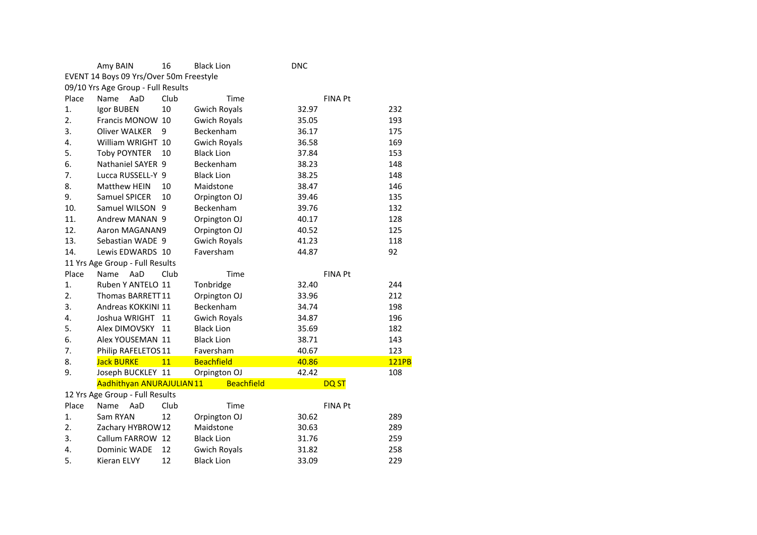| | Name | AaD | Club | Time | FINA Pt |
|---|---|---|---|---|---|
| | Amy BAIN | 16 | Black Lion | DNC | |

EVENT 14 Boys 09 Yrs/Over 50m Freestyle

09/10 Yrs Age Group - Full Results

| Place | Name | AaD | Club | Time | FINA Pt |
|---|---|---|---|---|---|
| 1. | Igor BUBEN | 10 | Gwich Royals | 32.97 | 232 |
| 2. | Francis MONOW | 10 | Gwich Royals | 35.05 | 193 |
| 3. | Oliver WALKER | 9 | Beckenham | 36.17 | 175 |
| 4. | William WRIGHT | 10 | Gwich Royals | 36.58 | 169 |
| 5. | Toby POYNTER | 10 | Black Lion | 37.84 | 153 |
| 6. | Nathaniel SAYER | 9 | Beckenham | 38.23 | 148 |
| 7. | Lucca RUSSELL-Y | 9 | Black Lion | 38.25 | 148 |
| 8. | Matthew HEIN | 10 | Maidstone | 38.47 | 146 |
| 9. | Samuel SPICER | 10 | Orpington OJ | 39.46 | 135 |
| 10. | Samuel WILSON | 9 | Beckenham | 39.76 | 132 |
| 11. | Andrew MANAN | 9 | Orpington OJ | 40.17 | 128 |
| 12. | Aaron MAGANAN | 9 | Orpington OJ | 40.52 | 125 |
| 13. | Sebastian WADE | 9 | Gwich Royals | 41.23 | 118 |
| 14. | Lewis EDWARDS | 10 | Faversham | 44.87 | 92 |

11 Yrs Age Group - Full Results

| Place | Name | AaD | Club | Time | FINA Pt |
|---|---|---|---|---|---|
| 1. | Ruben Y ANTELO | 11 | Tonbridge | 32.40 | 244 |
| 2. | Thomas BARRETT | 11 | Orpington OJ | 33.96 | 212 |
| 3. | Andreas KOKKINI | 11 | Beckenham | 34.74 | 198 |
| 4. | Joshua WRIGHT | 11 | Gwich Royals | 34.87 | 196 |
| 5. | Alex DIMOVSKY | 11 | Black Lion | 35.69 | 182 |
| 6. | Alex YOUSEMAN | 11 | Black Lion | 38.71 | 143 |
| 7. | Philip RAFELETOS | 11 | Faversham | 40.67 | 123 |
| 8. | Jack BURKE | 11 | Beachfield | 40.86 | 121PB |
| 9. | Joseph BUCKLEY | 11 | Orpington OJ | 42.42 | 108 |
| | Aadhithyan ANURAJULIAN | 11 | Beachfield | DQ ST | |

12 Yrs Age Group - Full Results

| Place | Name | AaD | Club | Time | FINA Pt |
|---|---|---|---|---|---|
| 1. | Sam RYAN | 12 | Orpington OJ | 30.62 | 289 |
| 2. | Zachary HYBROW | 12 | Maidstone | 30.63 | 289 |
| 3. | Callum FARROW | 12 | Black Lion | 31.76 | 259 |
| 4. | Dominic WADE | 12 | Gwich Royals | 31.82 | 258 |
| 5. | Kieran ELVY | 12 | Black Lion | 33.09 | 229 |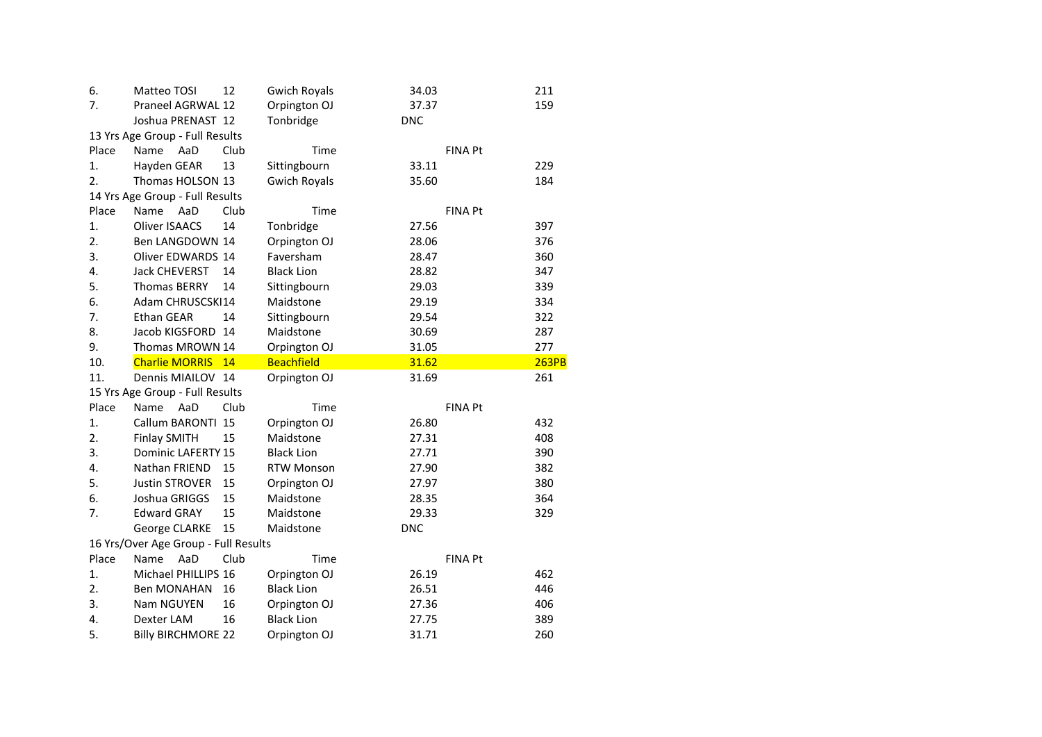| Place | Name | AaD | Club | Time | FINA Pt |
|---|---|---|---|---|---|
| 6. | Matteo TOSI | 12 | Gwich Royals | 34.03 | 211 |
| 7. | Praneel AGRWAL | 12 | Orpington OJ | 37.37 | 159 |
| | Joshua PRENAST | 12 | Tonbridge | DNC | |

13 Yrs Age Group - Full Results

| Place | Name | AaD | Club | Time | FINA Pt |
|---|---|---|---|---|---|
| 1. | Hayden GEAR | 13 | Sittingbourn | 33.11 | 229 |
| 2. | Thomas HOLSON | 13 | Gwich Royals | 35.60 | 184 |

14 Yrs Age Group - Full Results

| Place | Name | AaD | Club | Time | FINA Pt |
|---|---|---|---|---|---|
| 1. | Oliver ISAACS | 14 | Tonbridge | 27.56 | 397 |
| 2. | Ben LANGDOWN | 14 | Orpington OJ | 28.06 | 376 |
| 3. | Oliver EDWARDS | 14 | Faversham | 28.47 | 360 |
| 4. | Jack CHEVERST | 14 | Black Lion | 28.82 | 347 |
| 5. | Thomas BERRY | 14 | Sittingbourn | 29.03 | 339 |
| 6. | Adam CHRUSCSKI | 14 | Maidstone | 29.19 | 334 |
| 7. | Ethan GEAR | 14 | Sittingbourn | 29.54 | 322 |
| 8. | Jacob KIGSFORD | 14 | Maidstone | 30.69 | 287 |
| 9. | Thomas MROWN | 14 | Orpington OJ | 31.05 | 277 |
| 10. | Charlie MORRIS | 14 | Beachfield | 31.62 | 263PB |
| 11. | Dennis MIAILOV | 14 | Orpington OJ | 31.69 | 261 |

15 Yrs Age Group - Full Results

| Place | Name | AaD | Club | Time | FINA Pt |
|---|---|---|---|---|---|
| 1. | Callum BARONTI | 15 | Orpington OJ | 26.80 | 432 |
| 2. | Finlay SMITH | 15 | Maidstone | 27.31 | 408 |
| 3. | Dominic LAFERTY | 15 | Black Lion | 27.71 | 390 |
| 4. | Nathan FRIEND | 15 | RTW Monson | 27.90 | 382 |
| 5. | Justin STROVER | 15 | Orpington OJ | 27.97 | 380 |
| 6. | Joshua GRIGGS | 15 | Maidstone | 28.35 | 364 |
| 7. | Edward GRAY | 15 | Maidstone | 29.33 | 329 |
| | George CLARKE | 15 | Maidstone | DNC | |

16 Yrs/Over Age Group - Full Results

| Place | Name | AaD | Club | Time | FINA Pt |
|---|---|---|---|---|---|
| 1. | Michael PHILLIPS | 16 | Orpington OJ | 26.19 | 462 |
| 2. | Ben MONAHAN | 16 | Black Lion | 26.51 | 446 |
| 3. | Nam NGUYEN | 16 | Orpington OJ | 27.36 | 406 |
| 4. | Dexter LAM | 16 | Black Lion | 27.75 | 389 |
| 5. | Billy BIRCHMORE | 22 | Orpington OJ | 31.71 | 260 |